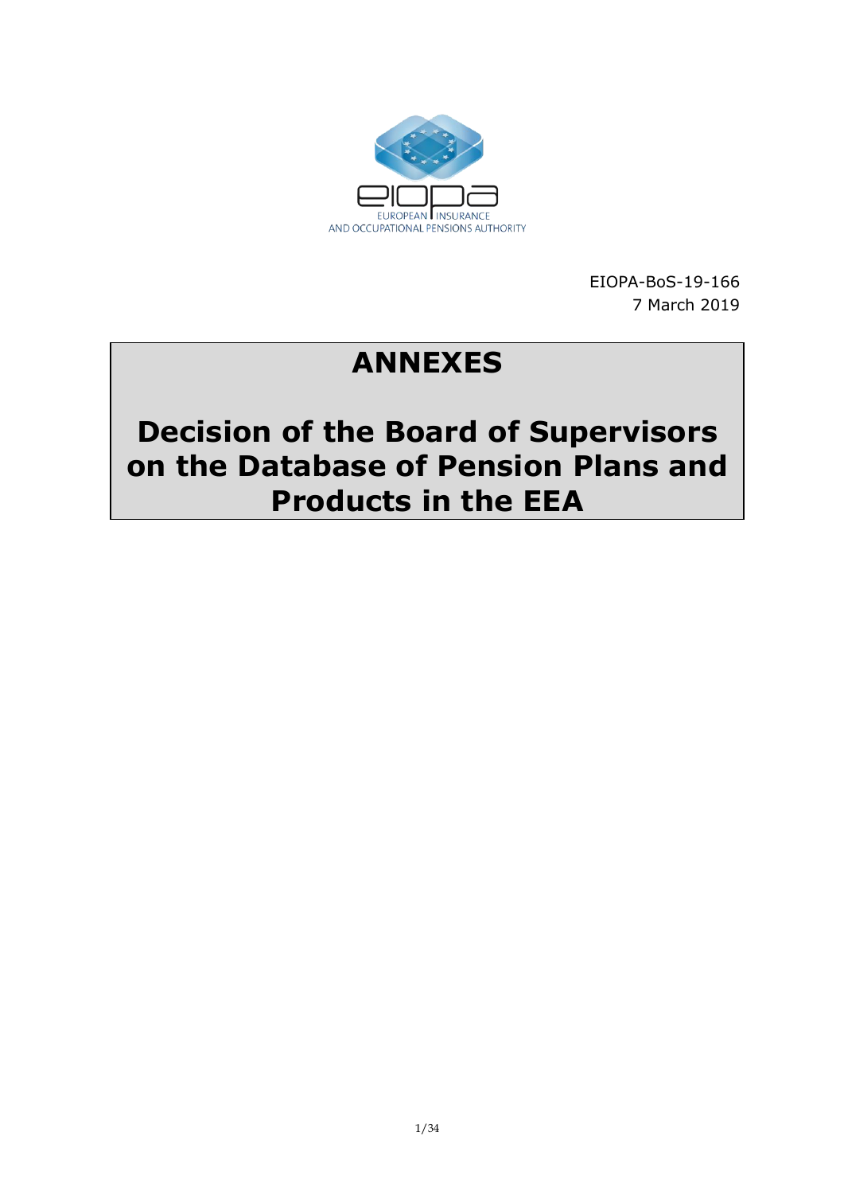EIOPA
EUROPEAN INSURANCE
AND OCCUPATIONAL PENSIONS AUTHORITY

EIOPA-BoS-19-166
7 March 2019

# ANNEXES

# Decision of the Board of Supervisors on the Database of Pension Plans and Products in the EEA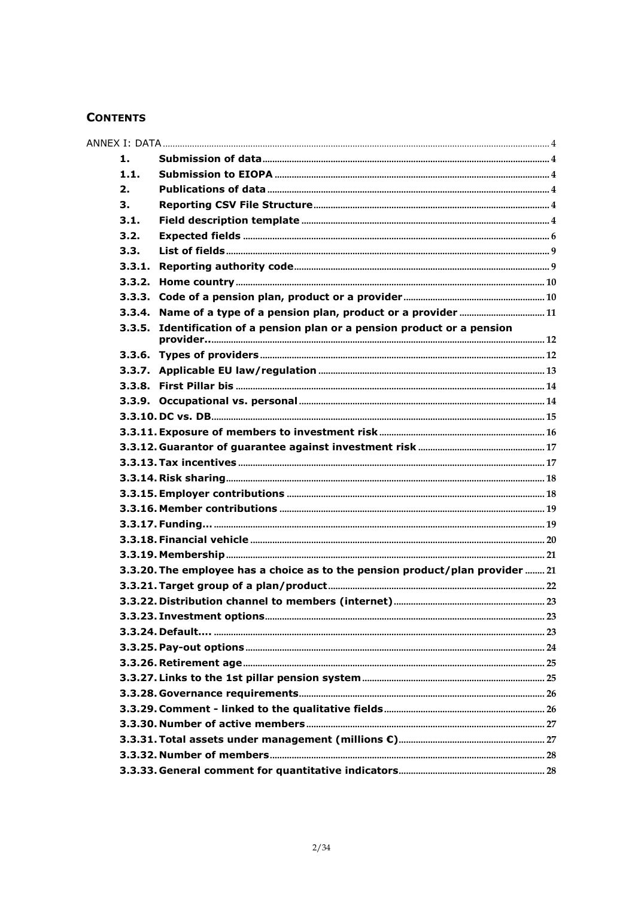# CONTENTS

ANNEX I: DATA ..... 4

| | | |
|---|---|---|
| **1.** | **Submission of data** | 4 |
| **1.1.** | **Submission to EIOPA** | 4 |
| **2.** | **Publications of data** | 4 |
| **3.** | **Reporting CSV File Structure** | 4 |
| **3.1.** | **Field description template** | 4 |
| **3.2.** | **Expected fields** | 6 |
| **3.3.** | **List of fields** | 9 |
| **3.3.1.** | **Reporting authority code** | 9 |
| **3.3.2.** | **Home country** | 10 |
| **3.3.3.** | **Code of a pension plan, product or a provider** | 10 |
| **3.3.4.** | **Name of a type of a pension plan, product or a provider** | 11 |
| **3.3.5.** | **Identification of a pension plan or a pension product or a pension provider..** | 12 |
| **3.3.6.** | **Types of providers** | 12 |
| **3.3.7.** | **Applicable EU law/regulation** | 13 |
| **3.3.8.** | **First Pillar bis** | 14 |
| **3.3.9.** | **Occupational vs. personal** | 14 |
| **3.3.10.** | **DC vs. DB** | 15 |
| **3.3.11.** | **Exposure of members to investment risk** | 16 |
| **3.3.12.** | **Guarantor of guarantee against investment risk** | 17 |
| **3.3.13.** | **Tax incentives** | 17 |
| **3.3.14.** | **Risk sharing** | 18 |
| **3.3.15.** | **Employer contributions** | 18 |
| **3.3.16.** | **Member contributions** | 19 |
| **3.3.17.** | **Funding...** | 19 |
| **3.3.18.** | **Financial vehicle** | 20 |
| **3.3.19.** | **Membership** | 21 |
| **3.3.20.** | **The employee has a choice as to the pension product/plan provider** | 21 |
| **3.3.21.** | **Target group of a plan/product** | 22 |
| **3.3.22.** | **Distribution channel to members (internet)** | 23 |
| **3.3.23.** | **Investment options** | 23 |
| **3.3.24.** | **Default....** | 23 |
| **3.3.25.** | **Pay-out options** | 24 |
| **3.3.26.** | **Retirement age** | 25 |
| **3.3.27.** | **Links to the 1st pillar pension system** | 25 |
| **3.3.28.** | **Governance requirements** | 26 |
| **3.3.29.** | **Comment - linked to the qualitative fields** | 26 |
| **3.3.30.** | **Number of active members** | 27 |
| **3.3.31.** | **Total assets under management (millions €)** | 27 |
| **3.3.32.** | **Number of members** | 28 |
| **3.3.33.** | **General comment for quantitative indicators** | 28 |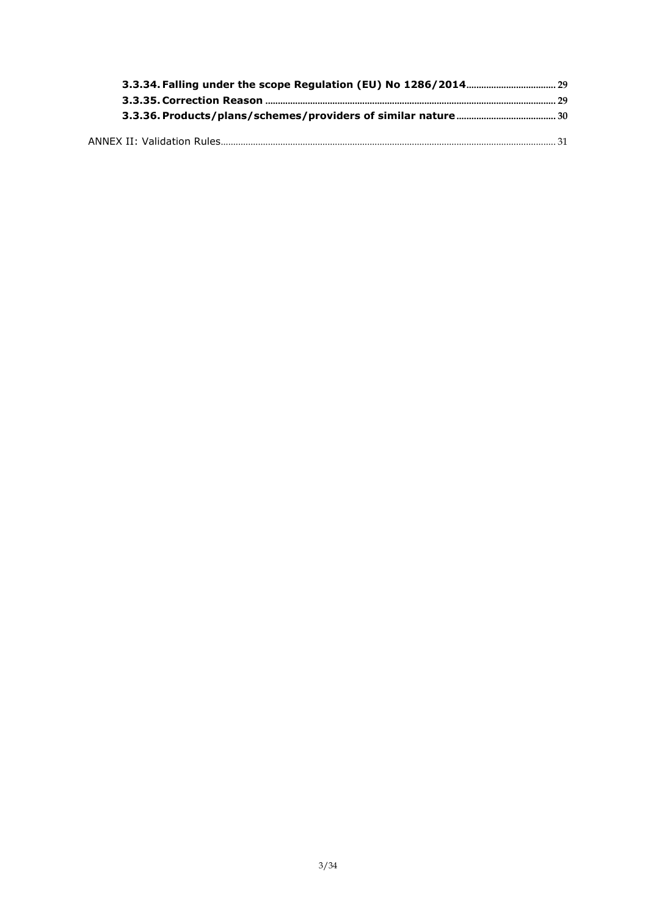**3.3.34. Falling under the scope Regulation (EU) No 1286/2014** ........................ 29

**3.3.35. Correction Reason** ........................................................................................ 29

**3.3.36. Products/plans/schemes/providers of similar nature** ............................ 30

ANNEX II: Validation Rules ..................................................................................................... 31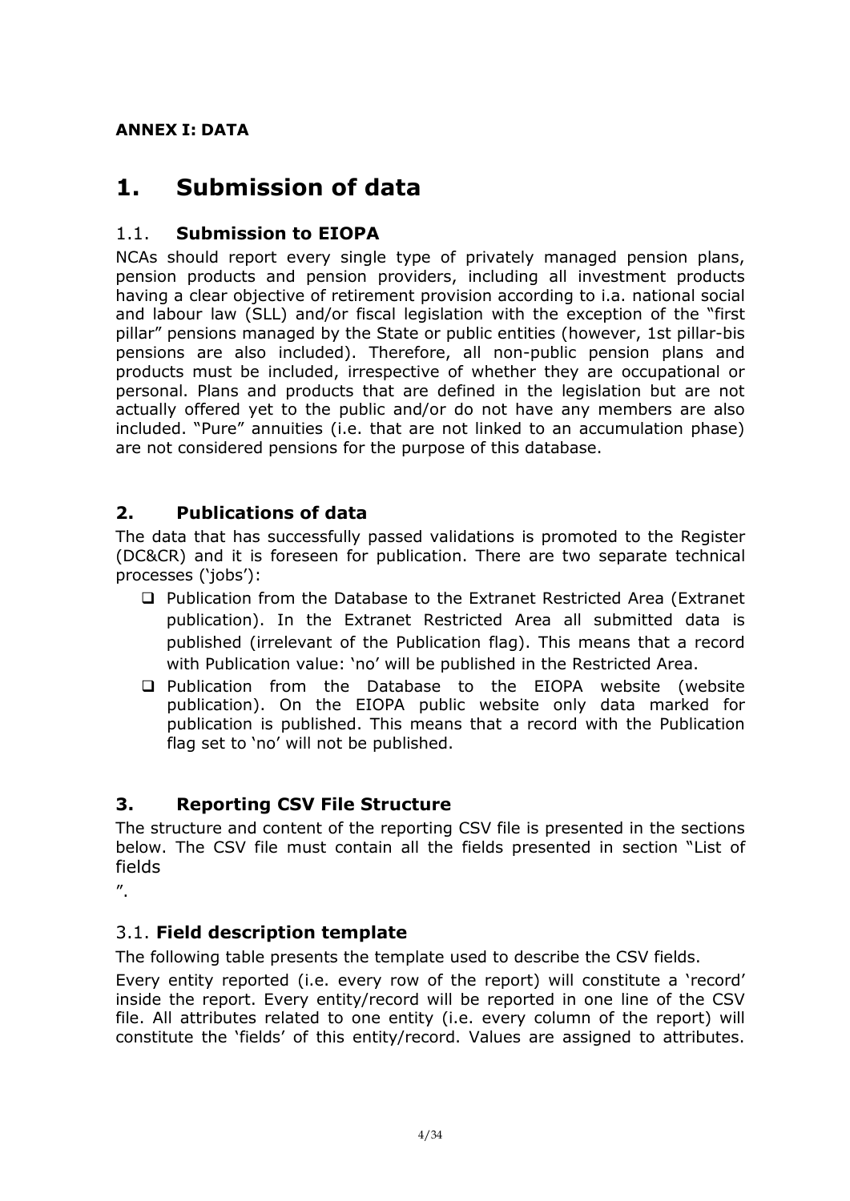**ANNEX I: DATA**

# 1. Submission of data

## 1.1. Submission to EIOPA

NCAs should report every single type of privately managed pension plans, pension products and pension providers, including all investment products having a clear objective of retirement provision according to i.a. national social and labour law (SLL) and/or fiscal legislation with the exception of the "first pillar" pensions managed by the State or public entities (however, 1st pillar-bis pensions are also included). Therefore, all non-public pension plans and products must be included, irrespective of whether they are occupational or personal. Plans and products that are defined in the legislation but are not actually offered yet to the public and/or do not have any members are also included. "Pure" annuities (i.e. that are not linked to an accumulation phase) are not considered pensions for the purpose of this database.

# 2. Publications of data

The data that has successfully passed validations is promoted to the Register (DC&CR) and it is foreseen for publication. There are two separate technical processes ('jobs'):

- Publication from the Database to the Extranet Restricted Area (Extranet publication). In the Extranet Restricted Area all submitted data is published (irrelevant of the Publication flag). This means that a record with Publication value: 'no' will be published in the Restricted Area.
- Publication from the Database to the EIOPA website (website publication). On the EIOPA public website only data marked for publication is published. This means that a record with the Publication flag set to 'no' will not be published.

# 3. Reporting CSV File Structure

The structure and content of the reporting CSV file is presented in the sections below. The CSV file must contain all the fields presented in section "List of fields
".

## 3.1. Field description template

The following table presents the template used to describe the CSV fields.

Every entity reported (i.e. every row of the report) will constitute a 'record' inside the report. Every entity/record will be reported in one line of the CSV file. All attributes related to one entity (i.e. every column of the report) will constitute the 'fields' of this entity/record. Values are assigned to attributes.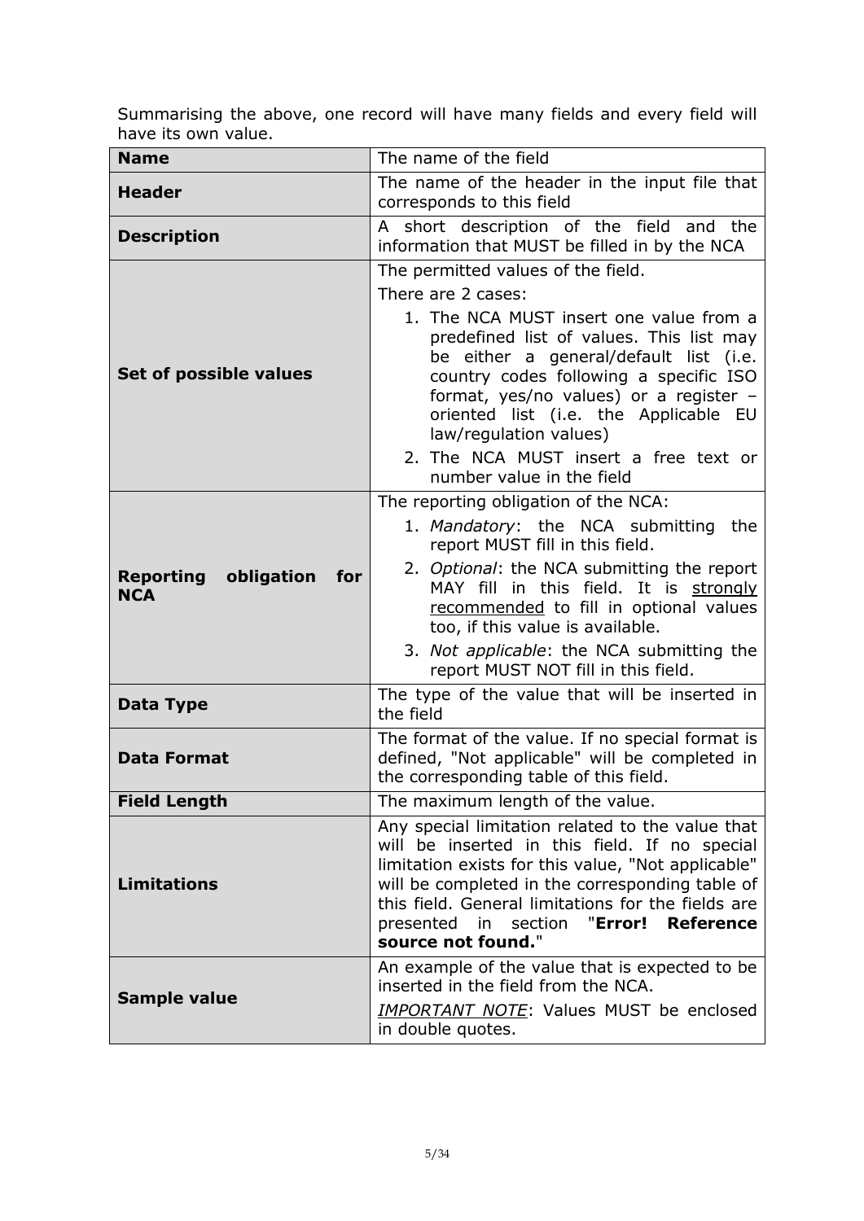Summarising the above, one record will have many fields and every field will have its own value.

| **Name** | The name of the field |
|---|---|
| **Header** | The name of the header in the input file that corresponds to this field |
| **Description** | A short description of the field and the information that MUST be filled in by the NCA |
| **Set of possible values** | The permitted values of the field.<br>There are 2 cases:<br>1. The NCA MUST insert one value from a predefined list of values. This list may be either a general/default list (i.e. country codes following a specific ISO format, yes/no values) or a register – oriented list (i.e. the Applicable EU law/regulation values)<br>2. The NCA MUST insert a free text or number value in the field |
| **Reporting obligation for NCA** | The reporting obligation of the NCA:<br>1. *Mandatory*: the NCA submitting the report MUST fill in this field.<br>2. *Optional*: the NCA submitting the report MAY fill in this field. It is <u>strongly recommended</u> to fill in optional values too, if this value is available.<br>3. *Not applicable*: the NCA submitting the report MUST NOT fill in this field. |
| **Data Type** | The type of the value that will be inserted in the field |
| **Data Format** | The format of the value. If no special format is defined, "Not applicable" will be completed in the corresponding table of this field. |
| **Field Length** | The maximum length of the value. |
| **Limitations** | Any special limitation related to the value that will be inserted in this field. If no special limitation exists for this value, "Not applicable" will be completed in the corresponding table of this field. General limitations for the fields are presented in section "**Error! Reference source not found.**" |
| **Sample value** | An example of the value that is expected to be inserted in the field from the NCA.<br>***IMPORTANT NOTE***: Values MUST be enclosed in double quotes. |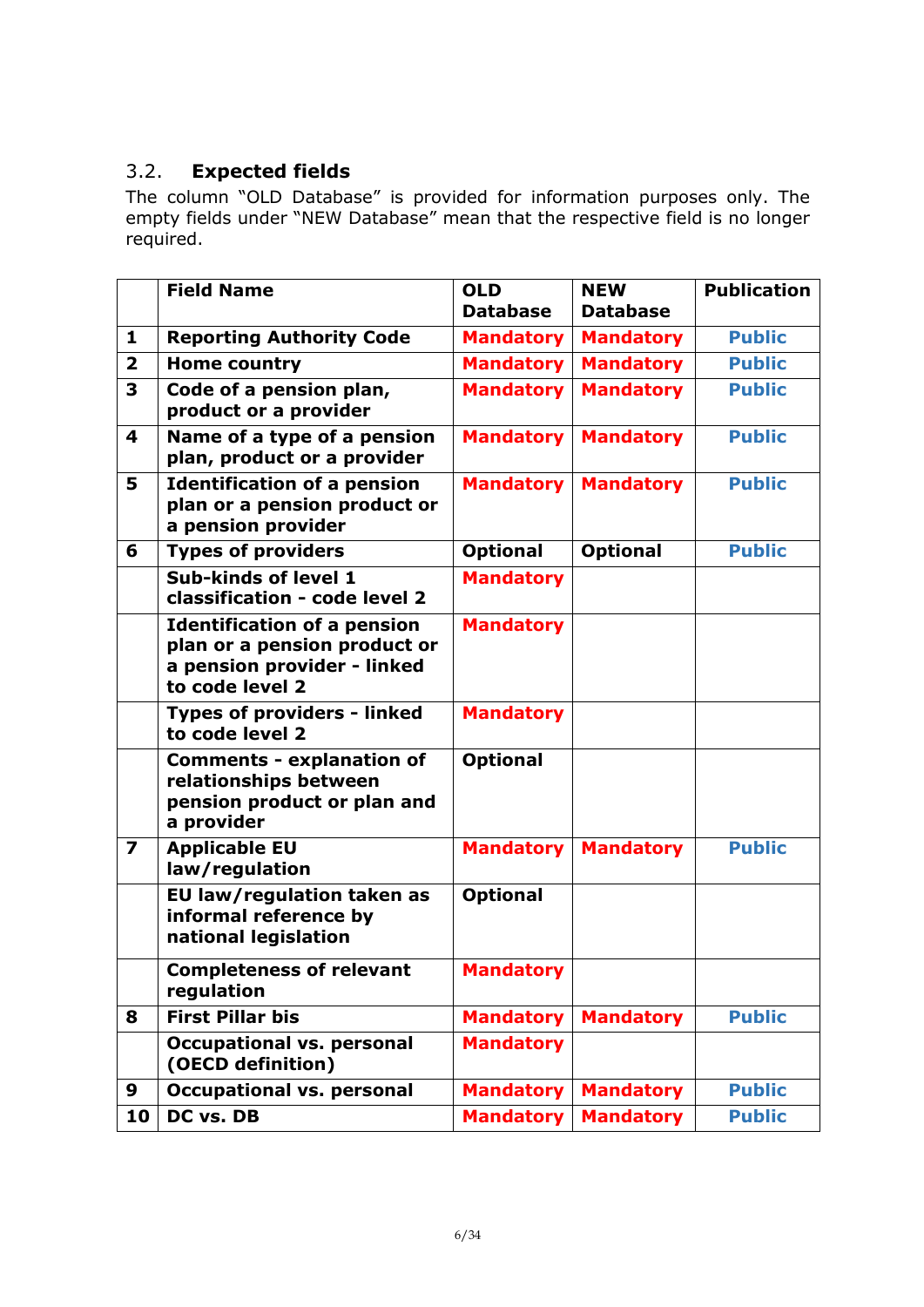## 3.2. Expected fields

The column "OLD Database" is provided for information purposes only. The empty fields under "NEW Database" mean that the respective field is no longer required.

| | Field Name | OLD Database | NEW Database | Publication |
|---|---|---|---|---|
| 1 | **Reporting Authority Code** | **Mandatory** | **Mandatory** | **Public** |
| 2 | **Home country** | **Mandatory** | **Mandatory** | **Public** |
| 3 | **Code of a pension plan, product or a provider** | **Mandatory** | **Mandatory** | **Public** |
| 4 | **Name of a type of a pension plan, product or a provider** | **Mandatory** | **Mandatory** | **Public** |
| 5 | **Identification of a pension plan or a pension product or a pension provider** | **Mandatory** | **Mandatory** | **Public** |
| 6 | **Types of providers** | **Optional** | **Optional** | **Public** |
| | **Sub-kinds of level 1 classification - code level 2** | **Mandatory** | | |
| | **Identification of a pension plan or a pension product or a pension provider - linked to code level 2** | **Mandatory** | | |
| | **Types of providers - linked to code level 2** | **Mandatory** | | |
| | **Comments - explanation of relationships between pension product or plan and a provider** | **Optional** | | |
| 7 | **Applicable EU law/regulation** | **Mandatory** | **Mandatory** | **Public** |
| | **EU law/regulation taken as informal reference by national legislation** | **Optional** | | |
| | **Completeness of relevant regulation** | **Mandatory** | | |
| 8 | **First Pillar bis** | **Mandatory** | **Mandatory** | **Public** |
| | **Occupational vs. personal (OECD definition)** | **Mandatory** | | |
| 9 | **Occupational vs. personal** | **Mandatory** | **Mandatory** | **Public** |
| 10 | **DC vs. DB** | **Mandatory** | **Mandatory** | **Public** |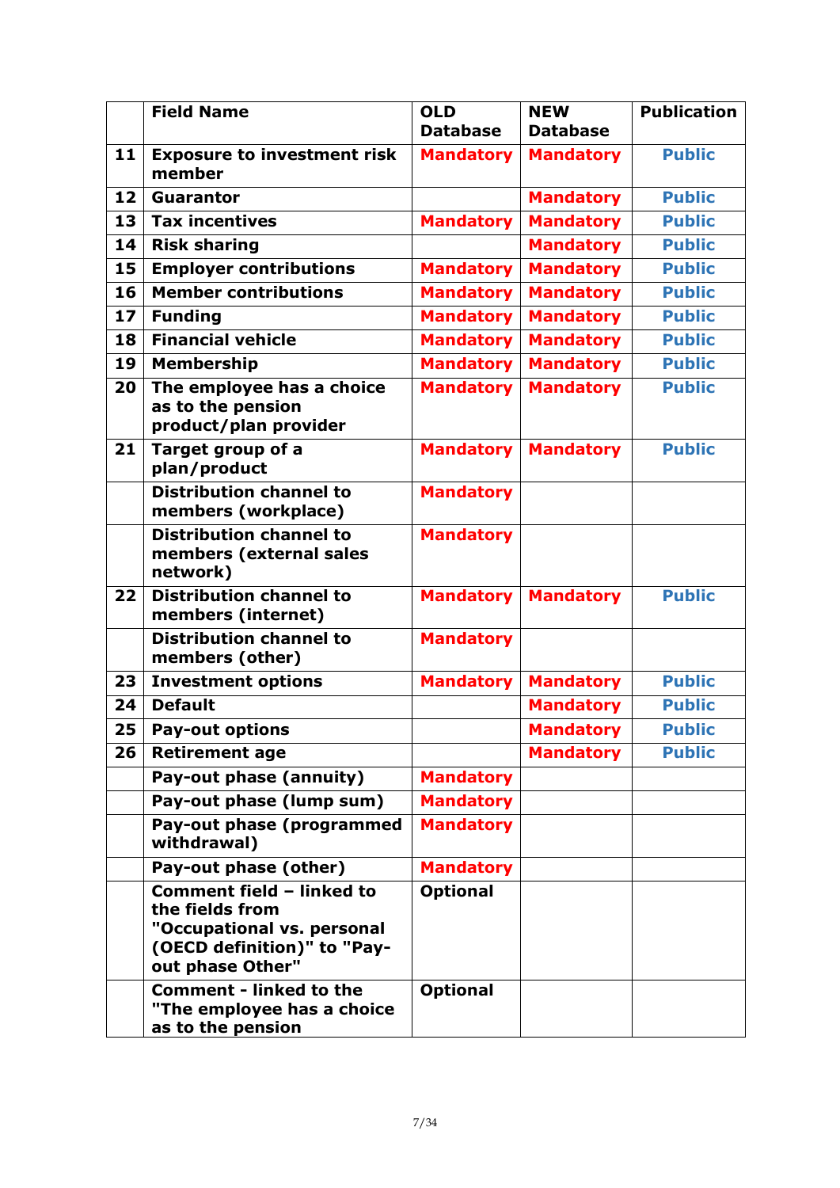| | Field Name | OLD Database | NEW Database | Publication |
|---|---|---|---|---|
| 11 | **Exposure to investment risk member** | **Mandatory** | **Mandatory** | **Public** |
| 12 | **Guarantor** | | **Mandatory** | **Public** |
| 13 | **Tax incentives** | **Mandatory** | **Mandatory** | **Public** |
| 14 | **Risk sharing** | | **Mandatory** | **Public** |
| 15 | **Employer contributions** | **Mandatory** | **Mandatory** | **Public** |
| 16 | **Member contributions** | **Mandatory** | **Mandatory** | **Public** |
| 17 | **Funding** | **Mandatory** | **Mandatory** | **Public** |
| 18 | **Financial vehicle** | **Mandatory** | **Mandatory** | **Public** |
| 19 | **Membership** | **Mandatory** | **Mandatory** | **Public** |
| 20 | **The employee has a choice as to the pension product/plan provider** | **Mandatory** | **Mandatory** | **Public** |
| 21 | **Target group of a plan/product** | **Mandatory** | **Mandatory** | **Public** |
| | **Distribution channel to members (workplace)** | **Mandatory** | | |
| | **Distribution channel to members (external sales network)** | **Mandatory** | | |
| 22 | **Distribution channel to members (internet)** | **Mandatory** | **Mandatory** | **Public** |
| | **Distribution channel to members (other)** | **Mandatory** | | |
| 23 | **Investment options** | **Mandatory** | **Mandatory** | **Public** |
| 24 | **Default** | | **Mandatory** | **Public** |
| 25 | **Pay-out options** | | **Mandatory** | **Public** |
| 26 | **Retirement age** | | **Mandatory** | **Public** |
| | **Pay-out phase (annuity)** | **Mandatory** | | |
| | **Pay-out phase (lump sum)** | **Mandatory** | | |
| | **Pay-out phase (programmed withdrawal)** | **Mandatory** | | |
| | **Pay-out phase (other)** | **Mandatory** | | |
| | **Comment field – linked to the fields from "Occupational vs. personal (OECD definition)" to "Pay-out phase Other"** | **Optional** | | |
| | **Comment - linked to the "The employee has a choice as to the pension** | **Optional** | | |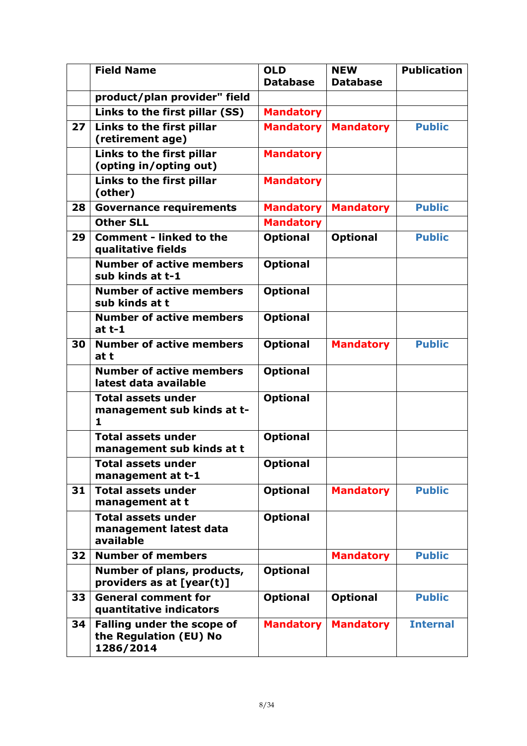| | Field Name | OLD Database | NEW Database | Publication |
|---|---|---|---|---|
| | product/plan provider" field | | | |
| | Links to the first pillar (SS) | Mandatory | | |
| 27 | Links to the first pillar (retirement age) | Mandatory | Mandatory | Public |
| | Links to the first pillar (opting in/opting out) | Mandatory | | |
| | Links to the first pillar (other) | Mandatory | | |
| 28 | Governance requirements | Mandatory | Mandatory | Public |
| | Other SLL | Mandatory | | |
| 29 | Comment - linked to the qualitative fields | Optional | Optional | Public |
| | Number of active members sub kinds at t-1 | Optional | | |
| | Number of active members sub kinds at t | Optional | | |
| | Number of active members at t-1 | Optional | | |
| 30 | Number of active members at t | Optional | Mandatory | Public |
| | Number of active members latest data available | Optional | | |
| | Total assets under management sub kinds at t-1 | Optional | | |
| | Total assets under management sub kinds at t | Optional | | |
| | Total assets under management at t-1 | Optional | | |
| 31 | Total assets under management at t | Optional | Mandatory | Public |
| | Total assets under management latest data available | Optional | | |
| 32 | Number of members | | Mandatory | Public |
| | Number of plans, products, providers as at [year(t)] | Optional | | |
| 33 | General comment for quantitative indicators | Optional | Optional | Public |
| 34 | Falling under the scope of the Regulation (EU) No 1286/2014 | Mandatory | Mandatory | Internal |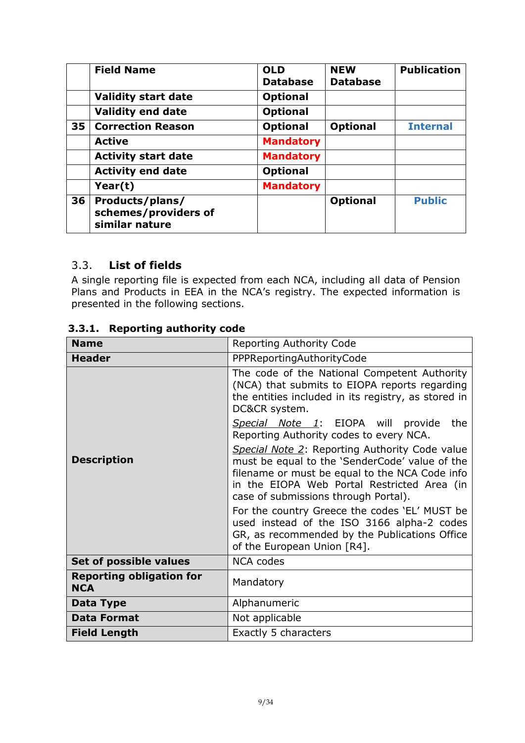| | Field Name | OLD Database | NEW Database | Publication |
|---|---|---|---|---|
| | **Validity start date** | **Optional** | | |
| | **Validity end date** | **Optional** | | |
| **35** | **Correction Reason** | **Optional** | **Optional** | **Internal** |
| | **Active** | **Mandatory** | | |
| | **Activity start date** | **Mandatory** | | |
| | **Activity end date** | **Optional** | | |
| | **Year(t)** | **Mandatory** | | |
| **36** | **Products/plans/ schemes/providers of similar nature** | | **Optional** | **Public** |

## 3.3. List of fields

A single reporting file is expected from each NCA, including all data of Pension Plans and Products in EEA in the NCA's registry. The expected information is presented in the following sections.

### 3.3.1. Reporting authority code

| **Name** | Reporting Authority Code |
|---|---|
| **Header** | PPPReportingAuthorityCode |
| **Description** | The code of the National Competent Authority (NCA) that submits to EIOPA reports regarding the entities included in its registry, as stored in DC&CR system. <br> *Special Note 1*: EIOPA will provide the Reporting Authority codes to every NCA. <br> *Special Note 2*: Reporting Authority Code value must be equal to the 'SenderCode' value of the filename or must be equal to the NCA Code info in the EIOPA Web Portal Restricted Area (in case of submissions through Portal). <br> For the country Greece the codes 'EL' MUST be used instead of the ISO 3166 alpha-2 codes GR, as recommended by the Publications Office of the European Union [R4]. |
| **Set of possible values** | NCA codes |
| **Reporting obligation for NCA** | Mandatory |
| **Data Type** | Alphanumeric |
| **Data Format** | Not applicable |
| **Field Length** | Exactly 5 characters |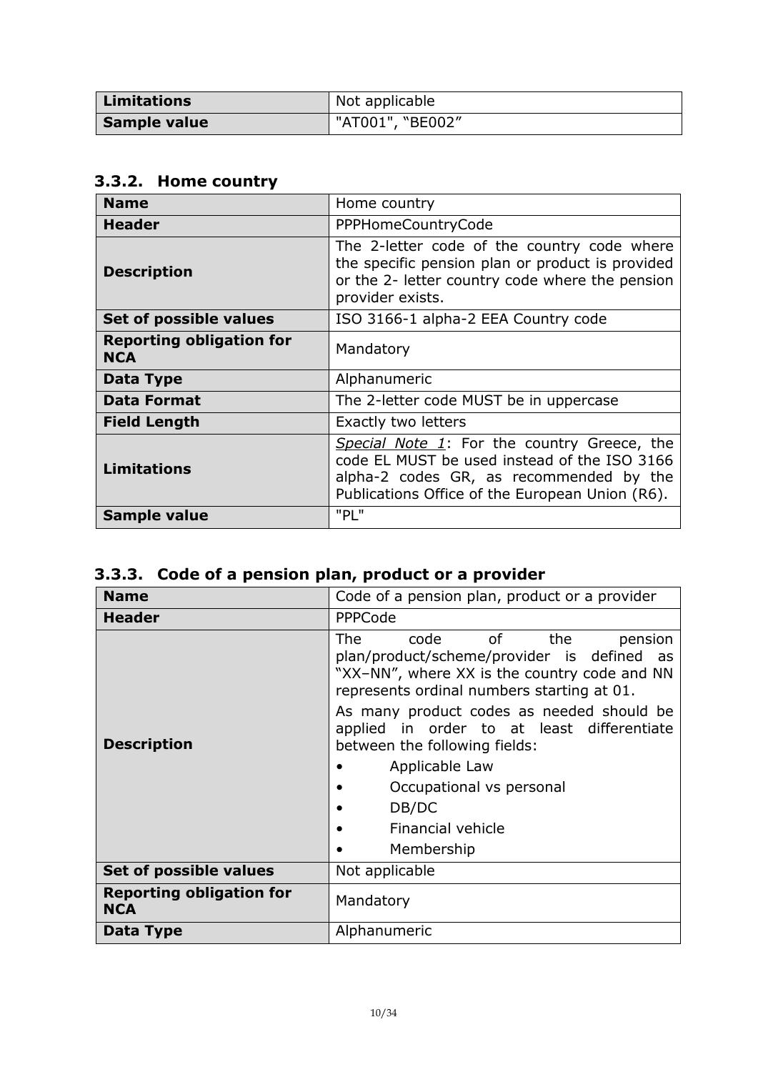| Limitations | Not applicable |
|---|---|
| **Sample value** | "AT001", "BE002" |

### 3.3.2. Home country

| Name | Home country |
|---|---|
| **Header** | PPPHomeCountryCode |
| **Description** | The 2-letter code of the country code where the specific pension plan or product is provided or the 2- letter country code where the pension provider exists. |
| **Set of possible values** | ISO 3166-1 alpha-2 EEA Country code |
| **Reporting obligation for NCA** | Mandatory |
| **Data Type** | Alphanumeric |
| **Data Format** | The 2-letter code MUST be in uppercase |
| **Field Length** | Exactly two letters |
| **Limitations** | *Special Note 1*: For the country Greece, the code EL MUST be used instead of the ISO 3166 alpha-2 codes GR, as recommended by the Publications Office of the European Union (R6). |
| **Sample value** | "PL" |

### 3.3.3. Code of a pension plan, product or a provider

| Name | Code of a pension plan, product or a provider |
|---|---|
| **Header** | PPPCode |
| **Description** | The code of the pension plan/product/scheme/provider is defined as "XX–NN", where XX is the country code and NN represents ordinal numbers starting at 01.<br><br>As many product codes as needed should be applied in order to at least differentiate between the following fields:<br>• Applicable Law<br>• Occupational vs personal<br>• DB/DC<br>• Financial vehicle<br>• Membership |
| **Set of possible values** | Not applicable |
| **Reporting obligation for NCA** | Mandatory |
| **Data Type** | Alphanumeric |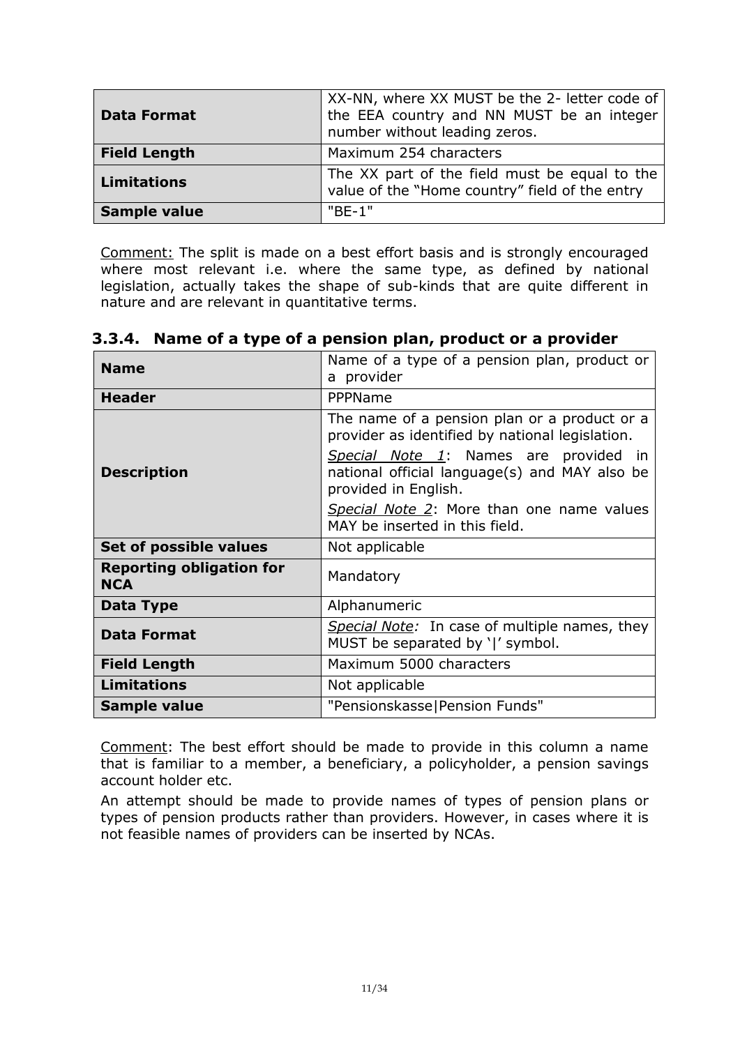| | |
|---|---|
| **Data Format** | XX-NN, where XX MUST be the 2- letter code of the EEA country and NN MUST be an integer number without leading zeros. |
| **Field Length** | Maximum 254 characters |
| **Limitations** | The XX part of the field must be equal to the value of the "Home country" field of the entry |
| **Sample value** | "BE-1" |

Comment: The split is made on a best effort basis and is strongly encouraged where most relevant i.e. where the same type, as defined by national legislation, actually takes the shape of sub-kinds that are quite different in nature and are relevant in quantitative terms.

### 3.3.4. Name of a type of a pension plan, product or a provider

| | |
|---|---|
| **Name** | Name of a type of a pension plan, product or a provider |
| **Header** | PPPName |
| **Description** | The name of a pension plan or a product or a provider as identified by national legislation. *Special Note 1*: Names are provided in national official language(s) and MAY also be provided in English. *Special Note 2*: More than one name values MAY be inserted in this field. |
| **Set of possible values** | Not applicable |
| **Reporting obligation for NCA** | Mandatory |
| **Data Type** | Alphanumeric |
| **Data Format** | *Special Note:* In case of multiple names, they MUST be separated by '\|' symbol. |
| **Field Length** | Maximum 5000 characters |
| **Limitations** | Not applicable |
| **Sample value** | "Pensionskasse\|Pension Funds" |

Comment: The best effort should be made to provide in this column a name that is familiar to a member, a beneficiary, a policyholder, a pension savings account holder etc.

An attempt should be made to provide names of types of pension plans or types of pension products rather than providers. However, in cases where it is not feasible names of providers can be inserted by NCAs.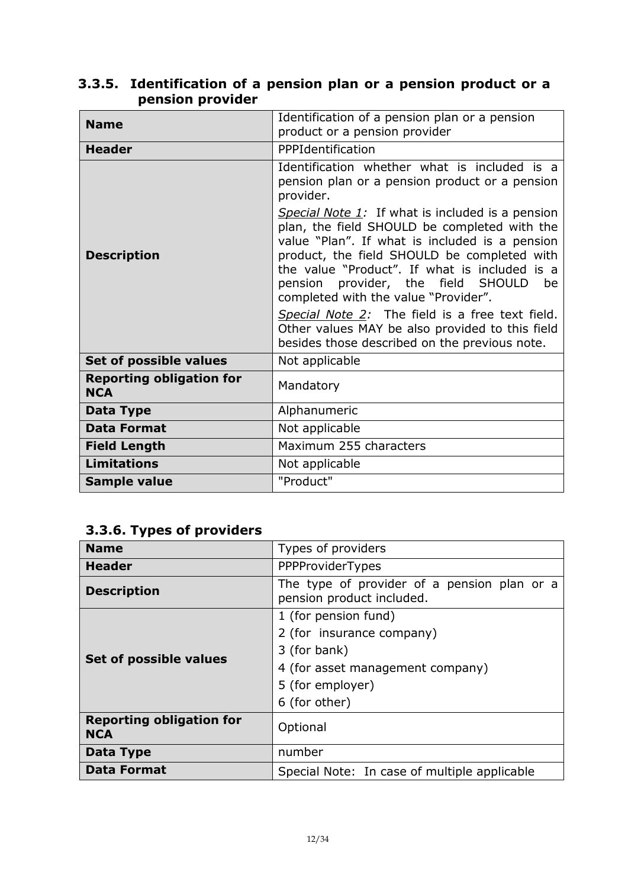### 3.3.5. Identification of a pension plan or a pension product or a pension provider

| **Name** | Identification of a pension plan or a pension product or a pension provider |
|---|---|
| **Header** | PPPIdentification |
| **Description** | Identification whether what is included is a pension plan or a pension product or a pension provider.<br>*Special Note 1:* If what is included is a pension plan, the field SHOULD be completed with the value "Plan". If what is included is a pension product, the field SHOULD be completed with the value "Product". If what is included is a pension provider, the field SHOULD be completed with the value "Provider".<br>*Special Note 2:* The field is a free text field. Other values MAY be also provided to this field besides those described on the previous note. |
| **Set of possible values** | Not applicable |
| **Reporting obligation for NCA** | Mandatory |
| **Data Type** | Alphanumeric |
| **Data Format** | Not applicable |
| **Field Length** | Maximum 255 characters |
| **Limitations** | Not applicable |
| **Sample value** | "Product" |

### 3.3.6. Types of providers

| **Name** | Types of providers |
|---|---|
| **Header** | PPPProviderTypes |
| **Description** | The type of provider of a pension plan or a pension product included. |
| **Set of possible values** | 1 (for pension fund)<br>2 (for insurance company)<br>3 (for bank)<br>4 (for asset management company)<br>5 (for employer)<br>6 (for other) |
| **Reporting obligation for NCA** | Optional |
| **Data Type** | number |
| **Data Format** | Special Note: In case of multiple applicable |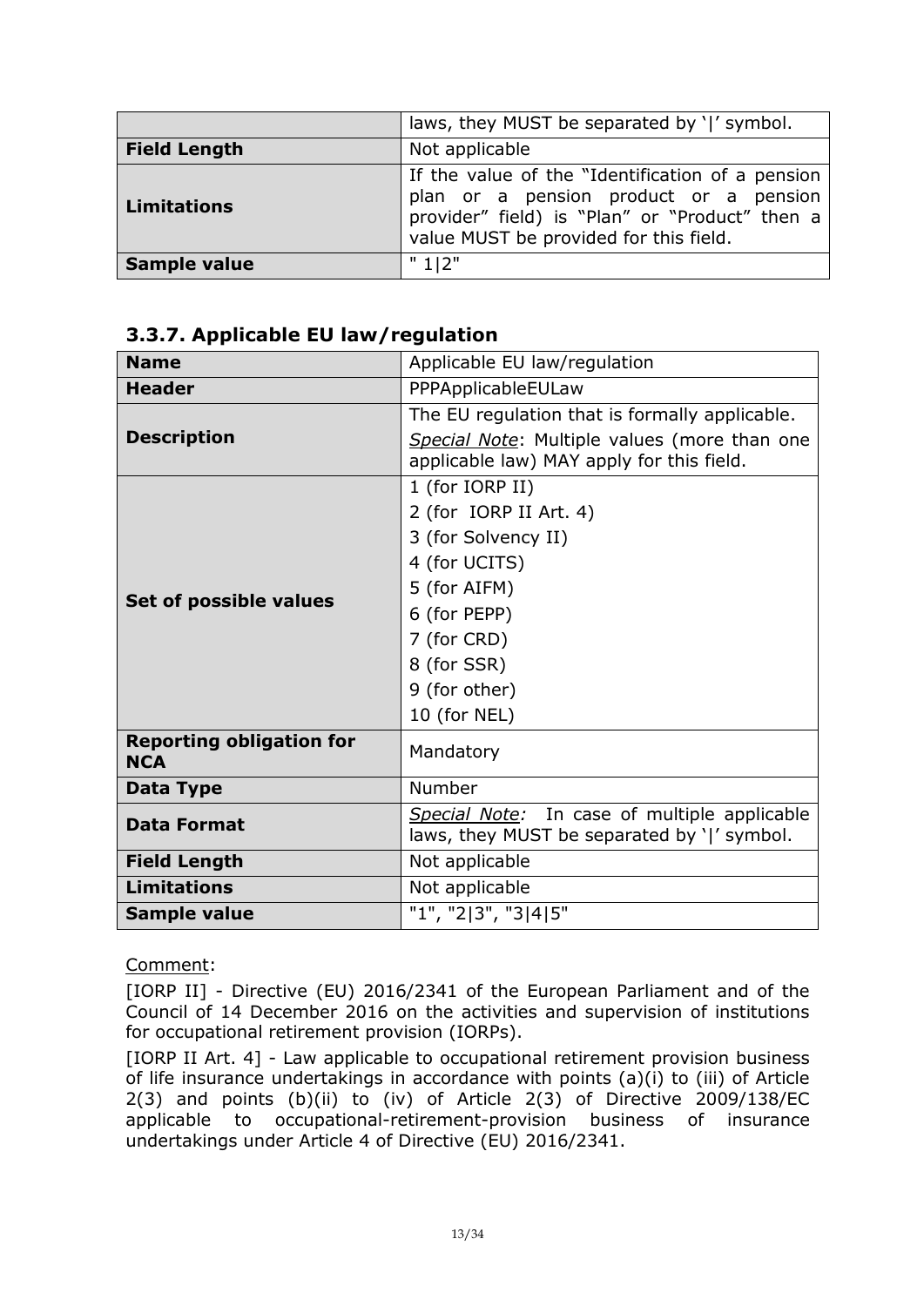| | |
|---|---|
| | laws, they MUST be separated by '\|' symbol. |
| **Field Length** | Not applicable |
| **Limitations** | If the value of the "Identification of a pension plan or a pension product or a pension provider" field) is "Plan" or "Product" then a value MUST be provided for this field. |
| **Sample value** | " 1\|2" |

### 3.3.7. Applicable EU law/regulation

| | |
|---|---|
| **Name** | Applicable EU law/regulation |
| **Header** | PPPApplicableEULaw |
| **Description** | The EU regulation that is formally applicable. *Special Note*: Multiple values (more than one applicable law) MAY apply for this field. |
| **Set of possible values** | 1 (for IORP II)<br>2 (for IORP II Art. 4)<br>3 (for Solvency II)<br>4 (for UCITS)<br>5 (for AIFM)<br>6 (for PEPP)<br>7 (for CRD)<br>8 (for SSR)<br>9 (for other)<br>10 (for NEL) |
| **Reporting obligation for NCA** | Mandatory |
| **Data Type** | Number |
| **Data Format** | *Special Note:* In case of multiple applicable laws, they MUST be separated by '\|' symbol. |
| **Field Length** | Not applicable |
| **Limitations** | Not applicable |
| **Sample value** | "1", "2\|3", "3\|4\|5" |

Comment:

[IORP II] - Directive (EU) 2016/2341 of the European Parliament and of the Council of 14 December 2016 on the activities and supervision of institutions for occupational retirement provision (IORPs).

[IORP II Art. 4] - Law applicable to occupational retirement provision business of life insurance undertakings in accordance with points (a)(i) to (iii) of Article 2(3) and points (b)(ii) to (iv) of Article 2(3) of Directive 2009/138/EC applicable to occupational-retirement-provision business of insurance undertakings under Article 4 of Directive (EU) 2016/2341.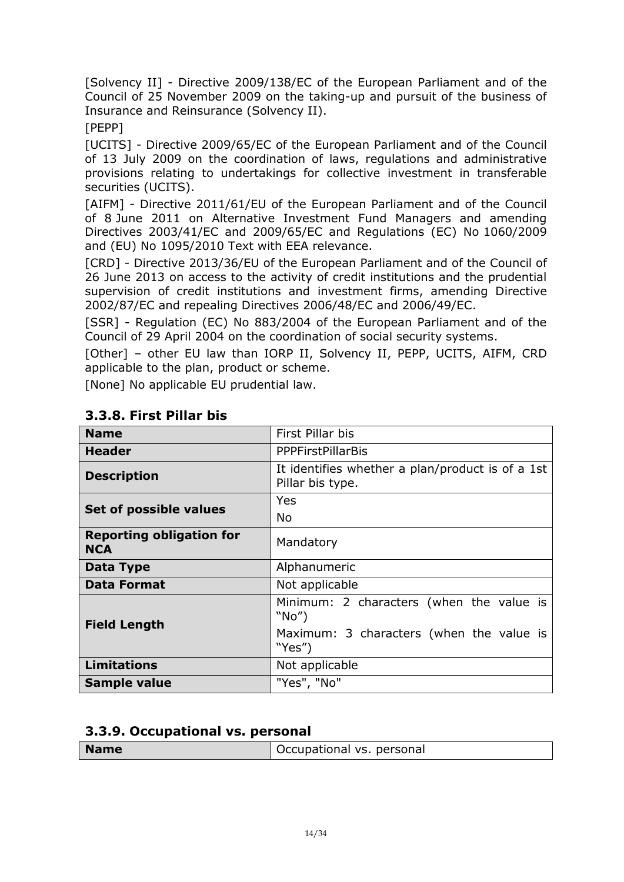[Solvency II] - Directive 2009/138/EC of the European Parliament and of the Council of 25 November 2009 on the taking-up and pursuit of the business of Insurance and Reinsurance (Solvency II).

[PEPP]

[UCITS] - Directive 2009/65/EC of the European Parliament and of the Council of 13 July 2009 on the coordination of laws, regulations and administrative provisions relating to undertakings for collective investment in transferable securities (UCITS).

[AIFM] - Directive 2011/61/EU of the European Parliament and of the Council of 8 June 2011 on Alternative Investment Fund Managers and amending Directives 2003/41/EC and 2009/65/EC and Regulations (EC) No 1060/2009 and (EU) No 1095/2010 Text with EEA relevance.

[CRD] - Directive 2013/36/EU of the European Parliament and of the Council of 26 June 2013 on access to the activity of credit institutions and the prudential supervision of credit institutions and investment firms, amending Directive 2002/87/EC and repealing Directives 2006/48/EC and 2006/49/EC.

[SSR] - Regulation (EC) No 883/2004 of the European Parliament and of the Council of 29 April 2004 on the coordination of social security systems.

[Other] – other EU law than IORP II, Solvency II, PEPP, UCITS, AIFM, CRD applicable to the plan, product or scheme.

[None] No applicable EU prudential law.

### 3.3.8. First Pillar bis

| **Name** | First Pillar bis |
|---|---|
| **Header** | PPPFirstPillarBis |
| **Description** | It identifies whether a plan/product is of a 1st Pillar bis type. |
| **Set of possible values** | Yes<br>No |
| **Reporting obligation for NCA** | Mandatory |
| **Data Type** | Alphanumeric |
| **Data Format** | Not applicable |
| **Field Length** | Minimum: 2 characters (when the value is "No")<br>Maximum: 3 characters (when the value is "Yes") |
| **Limitations** | Not applicable |
| **Sample value** | "Yes", "No" |

### 3.3.9. Occupational vs. personal

| **Name** | Occupational vs. personal |
|---|---|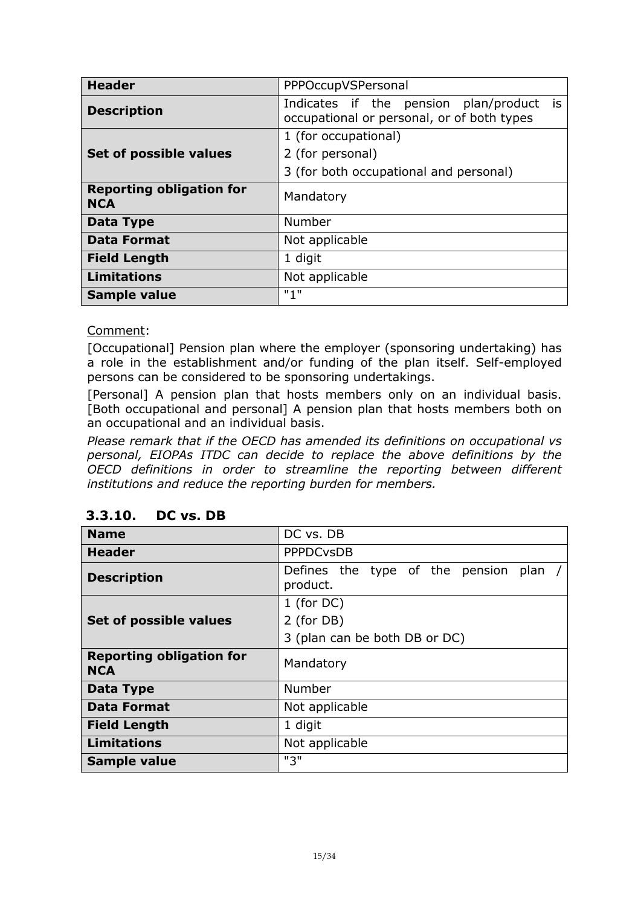| Header | PPPOccupVSPersonal |
| --- | --- |
| **Description** | Indicates if the pension plan/product is occupational or personal, or of both types |
| **Set of possible values** | 1 (for occupational)<br>2 (for personal)<br>3 (for both occupational and personal) |
| **Reporting obligation for NCA** | Mandatory |
| **Data Type** | Number |
| **Data Format** | Not applicable |
| **Field Length** | 1 digit |
| **Limitations** | Not applicable |
| **Sample value** | "1" |

Comment:

[Occupational] Pension plan where the employer (sponsoring undertaking) has a role in the establishment and/or funding of the plan itself. Self-employed persons can be considered to be sponsoring undertakings.

[Personal] A pension plan that hosts members only on an individual basis. [Both occupational and personal] A pension plan that hosts members both on an occupational and an individual basis.

*Please remark that if the OECD has amended its definitions on occupational vs personal, EIOPAs ITDC can decide to replace the above definitions by the OECD definitions in order to streamline the reporting between different institutions and reduce the reporting burden for members.*

### 3.3.10. DC vs. DB

| Name | DC vs. DB |
| --- | --- |
| **Header** | PPPDCvsDB |
| **Description** | Defines the type of the pension plan / product. |
| **Set of possible values** | 1 (for DC)<br>2 (for DB)<br>3 (plan can be both DB or DC) |
| **Reporting obligation for NCA** | Mandatory |
| **Data Type** | Number |
| **Data Format** | Not applicable |
| **Field Length** | 1 digit |
| **Limitations** | Not applicable |
| **Sample value** | "3" |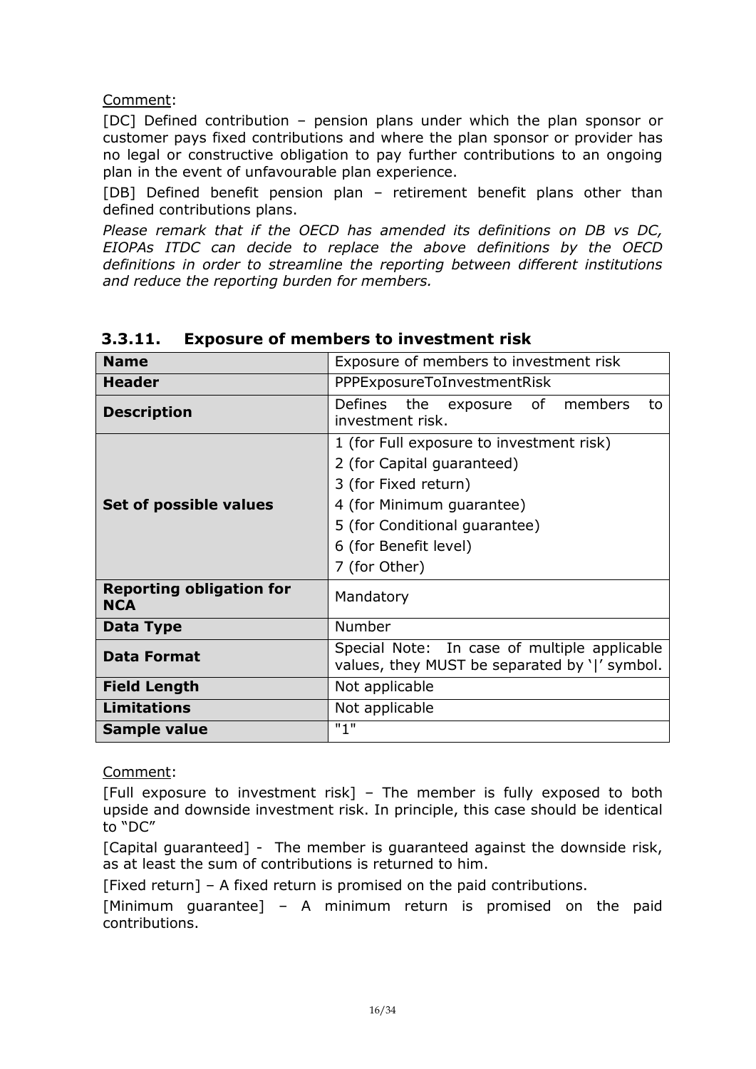Comment:

[DC] Defined contribution – pension plans under which the plan sponsor or customer pays fixed contributions and where the plan sponsor or provider has no legal or constructive obligation to pay further contributions to an ongoing plan in the event of unfavourable plan experience.

[DB] Defined benefit pension plan – retirement benefit plans other than defined contributions plans.

*Please remark that if the OECD has amended its definitions on DB vs DC, EIOPAs ITDC can decide to replace the above definitions by the OECD definitions in order to streamline the reporting between different institutions and reduce the reporting burden for members.*

### 3.3.11. Exposure of members to investment risk

| **Name** | Exposure of members to investment risk |
|---|---|
| **Header** | PPPExposureToInvestmentRisk |
| **Description** | Defines the exposure of members to investment risk. |
| **Set of possible values** | 1 (for Full exposure to investment risk)<br>2 (for Capital guaranteed)<br>3 (for Fixed return)<br>4 (for Minimum guarantee)<br>5 (for Conditional guarantee)<br>6 (for Benefit level)<br>7 (for Other) |
| **Reporting obligation for NCA** | Mandatory |
| **Data Type** | Number |
| **Data Format** | Special Note: In case of multiple applicable values, they MUST be separated by '\|' symbol. |
| **Field Length** | Not applicable |
| **Limitations** | Not applicable |
| **Sample value** | "1" |

Comment:

[Full exposure to investment risk] – The member is fully exposed to both upside and downside investment risk. In principle, this case should be identical to "DC"

[Capital guaranteed] - The member is guaranteed against the downside risk, as at least the sum of contributions is returned to him.

[Fixed return] – A fixed return is promised on the paid contributions.

[Minimum guarantee] – A minimum return is promised on the paid contributions.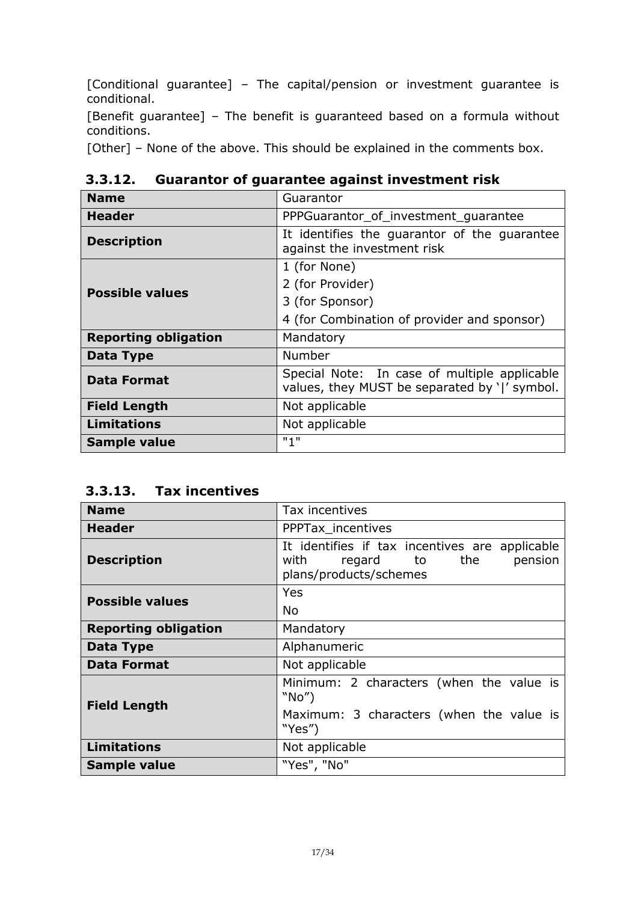[Conditional guarantee] – The capital/pension or investment guarantee is conditional.

[Benefit guarantee] – The benefit is guaranteed based on a formula without conditions.

[Other] – None of the above. This should be explained in the comments box.

### 3.3.12. Guarantor of guarantee against investment risk

| **Name** | Guarantor |
|---|---|
| **Header** | PPPGuarantor_of_investment_guarantee |
| **Description** | It identifies the guarantor of the guarantee against the investment risk |
| **Possible values** | 1 (for None)<br>2 (for Provider)<br>3 (for Sponsor)<br>4 (for Combination of provider and sponsor) |
| **Reporting obligation** | Mandatory |
| **Data Type** | Number |
| **Data Format** | Special Note: In case of multiple applicable values, they MUST be separated by '\|' symbol. |
| **Field Length** | Not applicable |
| **Limitations** | Not applicable |
| **Sample value** | "1" |

### 3.3.13. Tax incentives

| **Name** | Tax incentives |
|---|---|
| **Header** | PPPTax_incentives |
| **Description** | It identifies if tax incentives are applicable with regard to the pension plans/products/schemes |
| **Possible values** | Yes<br>No |
| **Reporting obligation** | Mandatory |
| **Data Type** | Alphanumeric |
| **Data Format** | Not applicable |
| **Field Length** | Minimum: 2 characters (when the value is "No")<br>Maximum: 3 characters (when the value is "Yes") |
| **Limitations** | Not applicable |
| **Sample value** | "Yes", "No" |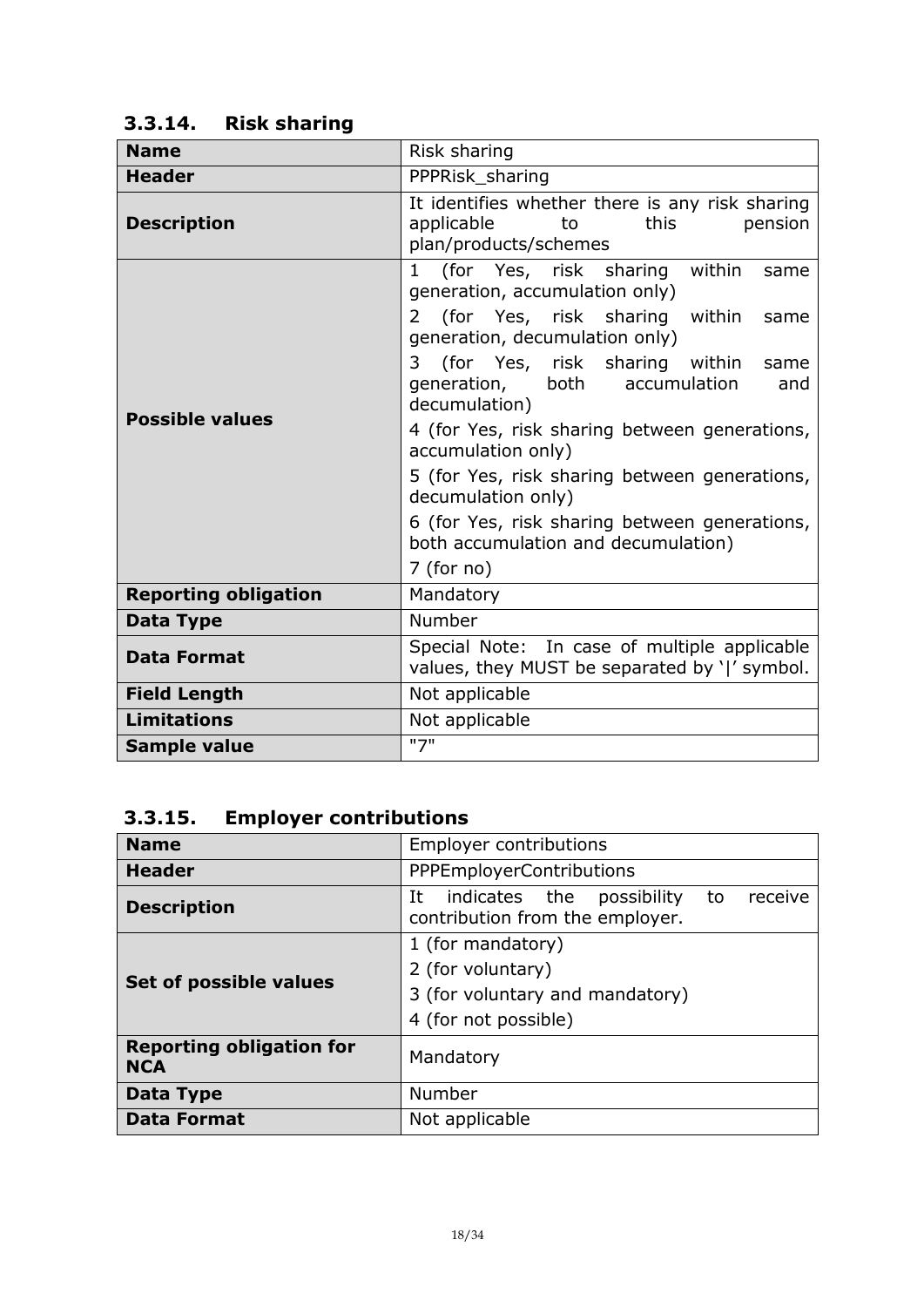### 3.3.14. Risk sharing

| **Name** | Risk sharing |
|---|---|
| **Header** | PPPRisk_sharing |
| **Description** | It identifies whether there is any risk sharing applicable to this pension plan/products/schemes |
| **Possible values** | 1 (for Yes, risk sharing within same generation, accumulation only)<br>2 (for Yes, risk sharing within same generation, decumulation only)<br>3 (for Yes, risk sharing within same generation, both accumulation and decumulation)<br>4 (for Yes, risk sharing between generations, accumulation only)<br>5 (for Yes, risk sharing between generations, decumulation only)<br>6 (for Yes, risk sharing between generations, both accumulation and decumulation)<br>7 (for no) |
| **Reporting obligation** | Mandatory |
| **Data Type** | Number |
| **Data Format** | Special Note: In case of multiple applicable values, they MUST be separated by '\|' symbol. |
| **Field Length** | Not applicable |
| **Limitations** | Not applicable |
| **Sample value** | "7" |

### 3.3.15. Employer contributions

| **Name** | Employer contributions |
|---|---|
| **Header** | PPPEmployerContributions |
| **Description** | It indicates the possibility to receive contribution from the employer. |
| **Set of possible values** | 1 (for mandatory)<br>2 (for voluntary)<br>3 (for voluntary and mandatory)<br>4 (for not possible) |
| **Reporting obligation for NCA** | Mandatory |
| **Data Type** | Number |
| **Data Format** | Not applicable |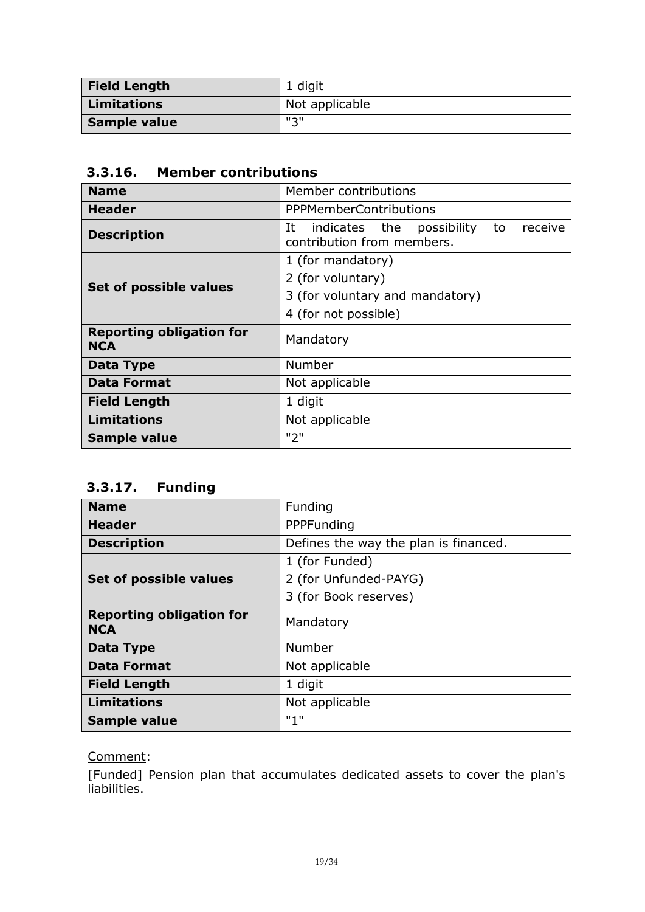| Field Length | 1 digit |
|---|---|
| Limitations | Not applicable |
| Sample value | "3" |

### 3.3.16. Member contributions

| Name | Member contributions |
|---|---|
| Header | PPPMemberContributions |
| Description | It indicates the possibility to receive contribution from members. |
| Set of possible values | 1 (for mandatory)<br>2 (for voluntary)<br>3 (for voluntary and mandatory)<br>4 (for not possible) |
| Reporting obligation for NCA | Mandatory |
| Data Type | Number |
| Data Format | Not applicable |
| Field Length | 1 digit |
| Limitations | Not applicable |
| Sample value | "2" |

### 3.3.17. Funding

| Name | Funding |
|---|---|
| Header | PPPFunding |
| Description | Defines the way the plan is financed. |
| Set of possible values | 1 (for Funded)<br>2 (for Unfunded-PAYG)<br>3 (for Book reserves) |
| Reporting obligation for NCA | Mandatory |
| Data Type | Number |
| Data Format | Not applicable |
| Field Length | 1 digit |
| Limitations | Not applicable |
| Sample value | "1" |

Comment:

[Funded] Pension plan that accumulates dedicated assets to cover the plan's liabilities.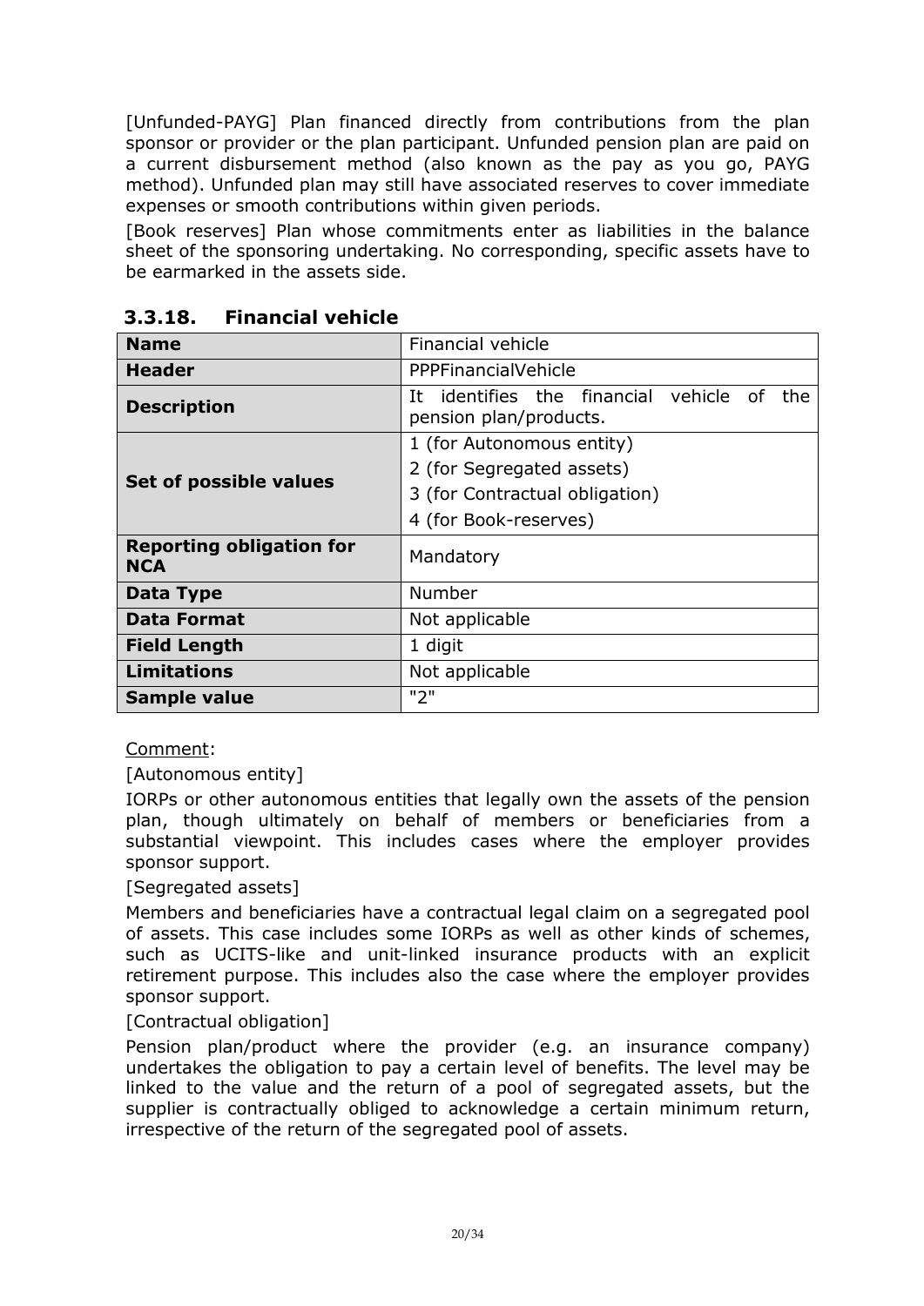[Unfunded-PAYG] Plan financed directly from contributions from the plan sponsor or provider or the plan participant. Unfunded pension plan are paid on a current disbursement method (also known as the pay as you go, PAYG method). Unfunded plan may still have associated reserves to cover immediate expenses or smooth contributions within given periods.

[Book reserves] Plan whose commitments enter as liabilities in the balance sheet of the sponsoring undertaking. No corresponding, specific assets have to be earmarked in the assets side.

### 3.3.18. Financial vehicle

| **Name** | Financial vehicle |
|---|---|
| **Header** | PPPFinancialVehicle |
| **Description** | It identifies the financial vehicle of the pension plan/products. |
| **Set of possible values** | 1 (for Autonomous entity)<br>2 (for Segregated assets)<br>3 (for Contractual obligation)<br>4 (for Book-reserves) |
| **Reporting obligation for NCA** | Mandatory |
| **Data Type** | Number |
| **Data Format** | Not applicable |
| **Field Length** | 1 digit |
| **Limitations** | Not applicable |
| **Sample value** | "2" |

Comment:

[Autonomous entity]

IORPs or other autonomous entities that legally own the assets of the pension plan, though ultimately on behalf of members or beneficiaries from a substantial viewpoint. This includes cases where the employer provides sponsor support.

[Segregated assets]

Members and beneficiaries have a contractual legal claim on a segregated pool of assets. This case includes some IORPs as well as other kinds of schemes, such as UCITS-like and unit-linked insurance products with an explicit retirement purpose. This includes also the case where the employer provides sponsor support.

[Contractual obligation]

Pension plan/product where the provider (e.g. an insurance company) undertakes the obligation to pay a certain level of benefits. The level may be linked to the value and the return of a pool of segregated assets, but the supplier is contractually obliged to acknowledge a certain minimum return, irrespective of the return of the segregated pool of assets.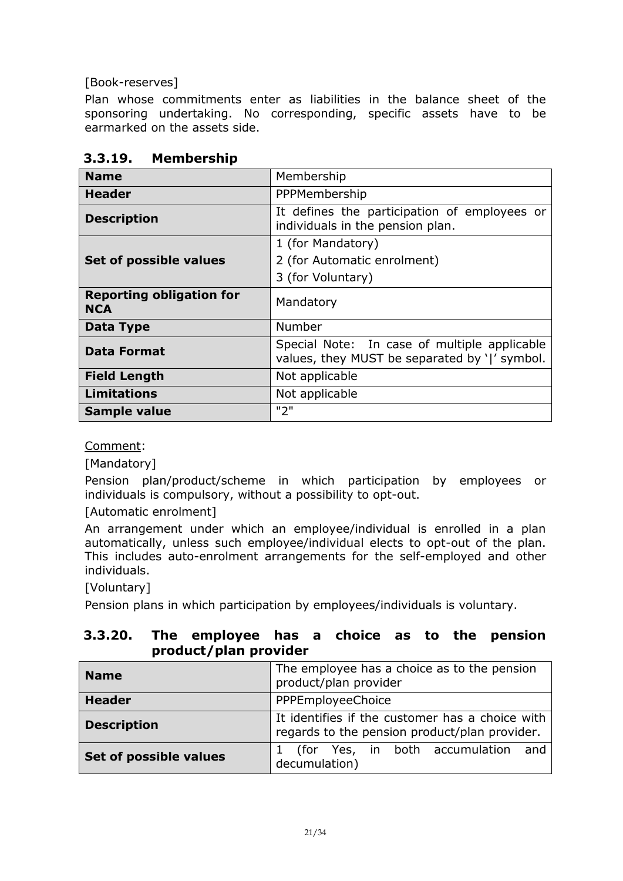[Book-reserves]

Plan whose commitments enter as liabilities in the balance sheet of the sponsoring undertaking. No corresponding, specific assets have to be earmarked on the assets side.

### 3.3.19. Membership

| **Name** | Membership |
|---|---|
| **Header** | PPPMembership |
| **Description** | It defines the participation of employees or individuals in the pension plan. |
| **Set of possible values** | 1 (for Mandatory)<br>2 (for Automatic enrolment)<br>3 (for Voluntary) |
| **Reporting obligation for NCA** | Mandatory |
| **Data Type** | Number |
| **Data Format** | Special Note: In case of multiple applicable values, they MUST be separated by '\|' symbol. |
| **Field Length** | Not applicable |
| **Limitations** | Not applicable |
| **Sample value** | "2" |

Comment:

[Mandatory]

Pension plan/product/scheme in which participation by employees or individuals is compulsory, without a possibility to opt-out.

[Automatic enrolment]

An arrangement under which an employee/individual is enrolled in a plan automatically, unless such employee/individual elects to opt-out of the plan. This includes auto-enrolment arrangements for the self-employed and other individuals.

[Voluntary]

Pension plans in which participation by employees/individuals is voluntary.

### 3.3.20. The employee has a choice as to the pension product/plan provider

| **Name** | The employee has a choice as to the pension product/plan provider |
|---|---|
| **Header** | PPPEmployeeChoice |
| **Description** | It identifies if the customer has a choice with regards to the pension product/plan provider. |
| **Set of possible values** | 1 (for Yes, in both accumulation and decumulation) |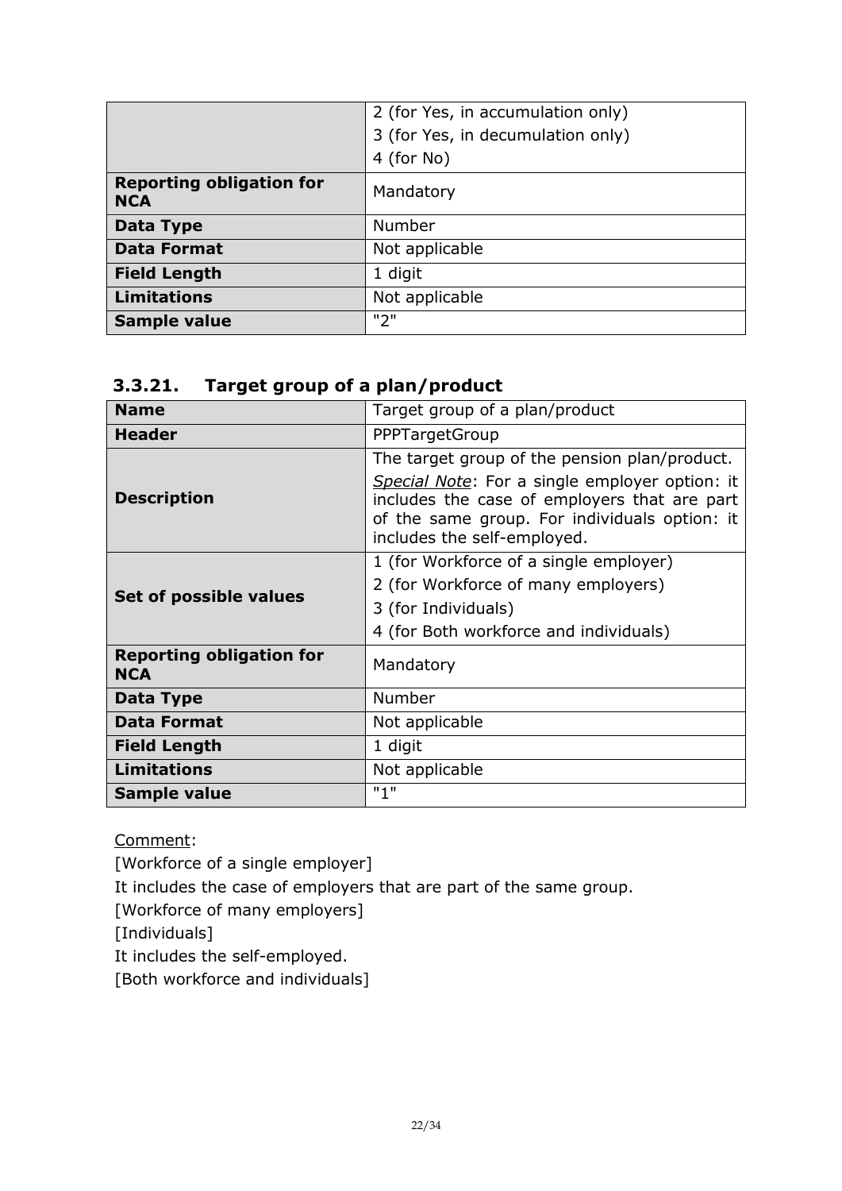| | |
|---|---|
| | 2 (for Yes, in accumulation only)<br>3 (for Yes, in decumulation only)<br>4 (for No) |
| **Reporting obligation for NCA** | Mandatory |
| **Data Type** | Number |
| **Data Format** | Not applicable |
| **Field Length** | 1 digit |
| **Limitations** | Not applicable |
| **Sample value** | "2" |

### 3.3.21. Target group of a plan/product

| **Name** | Target group of a plan/product |
|---|---|
| **Header** | PPPTargetGroup |
| **Description** | The target group of the pension plan/product.<br>*Special Note*: For a single employer option: it includes the case of employers that are part of the same group. For individuals option: it includes the self-employed. |
| **Set of possible values** | 1 (for Workforce of a single employer)<br>2 (for Workforce of many employers)<br>3 (for Individuals)<br>4 (for Both workforce and individuals) |
| **Reporting obligation for NCA** | Mandatory |
| **Data Type** | Number |
| **Data Format** | Not applicable |
| **Field Length** | 1 digit |
| **Limitations** | Not applicable |
| **Sample value** | "1" |

Comment:

[Workforce of a single employer]

It includes the case of employers that are part of the same group.

[Workforce of many employers]

[Individuals]

It includes the self-employed.

[Both workforce and individuals]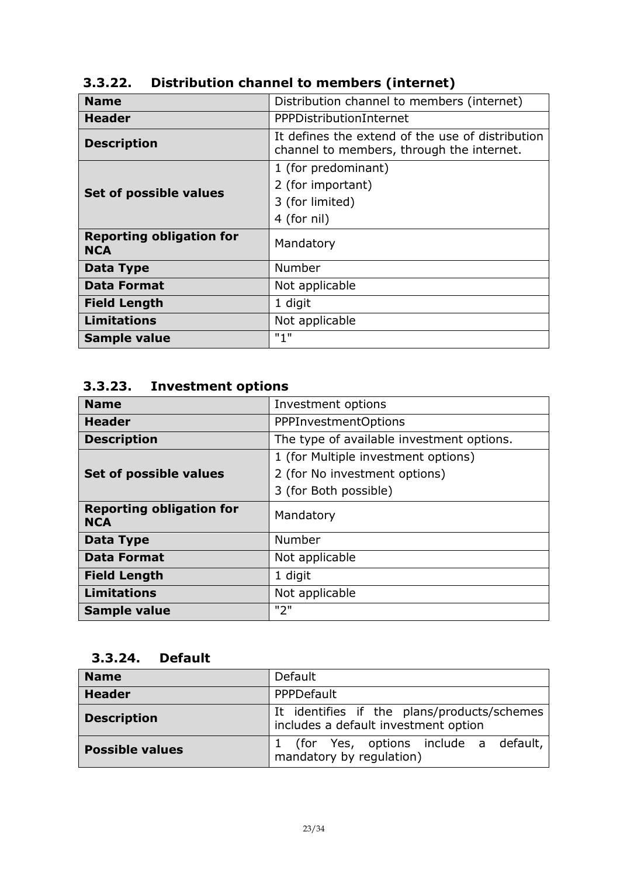### 3.3.22. Distribution channel to members (internet)

| **Name** | Distribution channel to members (internet) |
|---|---|
| **Header** | PPPDistributionInternet |
| **Description** | It defines the extend of the use of distribution channel to members, through the internet. |
| **Set of possible values** | 1 (for predominant)<br>2 (for important)<br>3 (for limited)<br>4 (for nil) |
| **Reporting obligation for NCA** | Mandatory |
| **Data Type** | Number |
| **Data Format** | Not applicable |
| **Field Length** | 1 digit |
| **Limitations** | Not applicable |
| **Sample value** | "1" |

### 3.3.23. Investment options

| **Name** | Investment options |
|---|---|
| **Header** | PPPInvestmentOptions |
| **Description** | The type of available investment options. |
| **Set of possible values** | 1 (for Multiple investment options)<br>2 (for No investment options)<br>3 (for Both possible) |
| **Reporting obligation for NCA** | Mandatory |
| **Data Type** | Number |
| **Data Format** | Not applicable |
| **Field Length** | 1 digit |
| **Limitations** | Not applicable |
| **Sample value** | "2" |

### 3.3.24. Default

| **Name** | Default |
|---|---|
| **Header** | PPPDefault |
| **Description** | It identifies if the plans/products/schemes includes a default investment option |
| **Possible values** | 1 (for Yes, options include a default, mandatory by regulation) |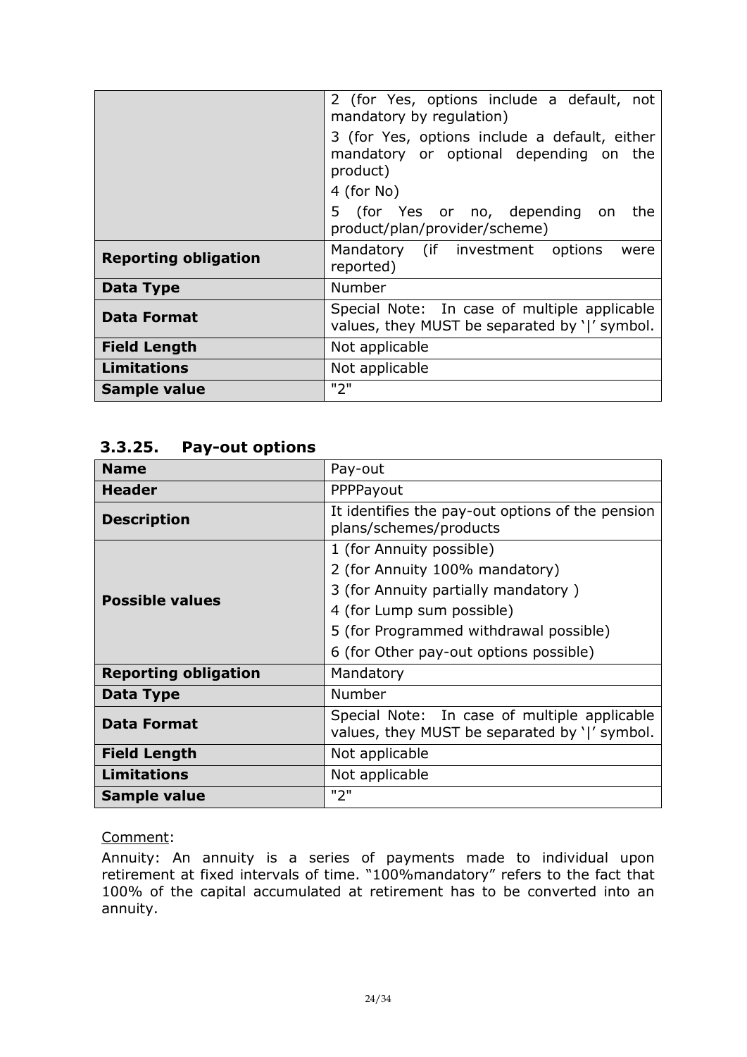| | |
|---|---|
| | 2 (for Yes, options include a default, not mandatory by regulation)<br>3 (for Yes, options include a default, either mandatory or optional depending on the product)<br>4 (for No)<br>5 (for Yes or no, depending on the product/plan/provider/scheme) |
| **Reporting obligation** | Mandatory (if investment options were reported) |
| **Data Type** | Number |
| **Data Format** | Special Note: In case of multiple applicable values, they MUST be separated by '\|' symbol. |
| **Field Length** | Not applicable |
| **Limitations** | Not applicable |
| **Sample value** | "2" |

### 3.3.25. Pay-out options

| **Name** | Pay-out |
|---|---|
| **Header** | PPPPayout |
| **Description** | It identifies the pay-out options of the pension plans/schemes/products |
| **Possible values** | 1 (for Annuity possible)<br>2 (for Annuity 100% mandatory)<br>3 (for Annuity partially mandatory )<br>4 (for Lump sum possible)<br>5 (for Programmed withdrawal possible)<br>6 (for Other pay-out options possible) |
| **Reporting obligation** | Mandatory |
| **Data Type** | Number |
| **Data Format** | Special Note: In case of multiple applicable values, they MUST be separated by '\|' symbol. |
| **Field Length** | Not applicable |
| **Limitations** | Not applicable |
| **Sample value** | "2" |

Comment:

Annuity: An annuity is a series of payments made to individual upon retirement at fixed intervals of time. "100%mandatory" refers to the fact that 100% of the capital accumulated at retirement has to be converted into an annuity.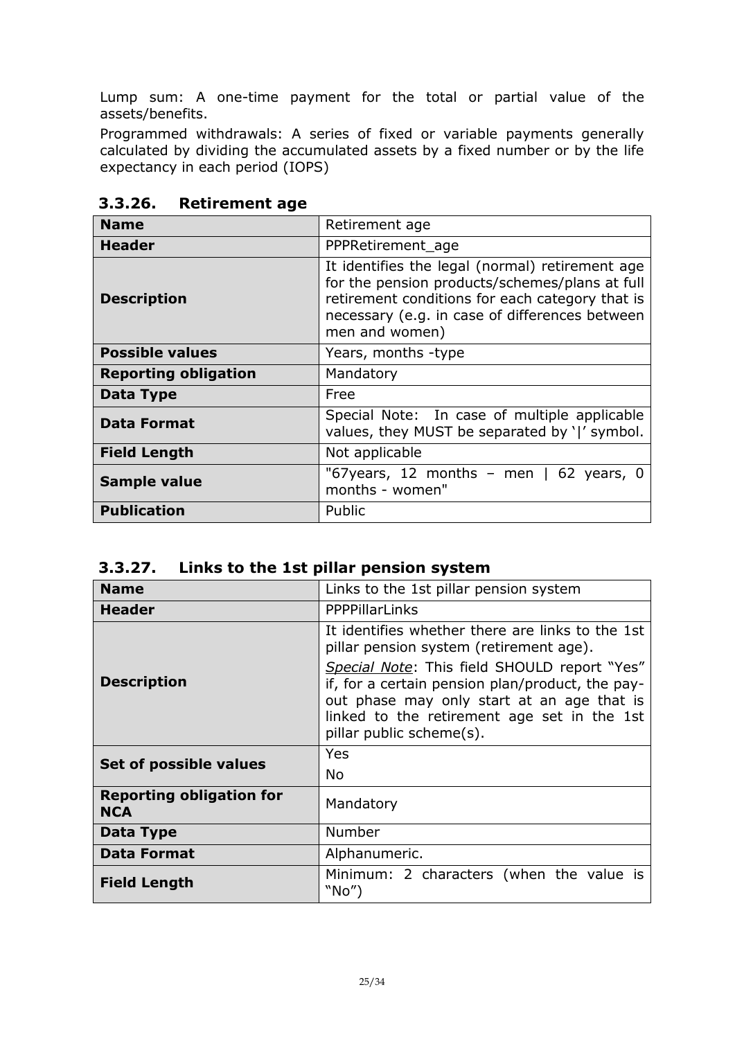Lump sum: A one-time payment for the total or partial value of the assets/benefits.

Programmed withdrawals: A series of fixed or variable payments generally calculated by dividing the accumulated assets by a fixed number or by the life expectancy in each period (IOPS)

### 3.3.26. Retirement age

| **Name** | Retirement age |
|---|---|
| **Header** | PPPRetirement_age |
| **Description** | It identifies the legal (normal) retirement age for the pension products/schemes/plans at full retirement conditions for each category that is necessary (e.g. in case of differences between men and women) |
| **Possible values** | Years, months -type |
| **Reporting obligation** | Mandatory |
| **Data Type** | Free |
| **Data Format** | Special Note: In case of multiple applicable values, they MUST be separated by '\|' symbol. |
| **Field Length** | Not applicable |
| **Sample value** | "67years, 12 months – men \| 62 years, 0 months - women" |
| **Publication** | Public |

### 3.3.27. Links to the 1st pillar pension system

| **Name** | Links to the 1st pillar pension system |
|---|---|
| **Header** | PPPPillarLinks |
| **Description** | It identifies whether there are links to the 1st pillar pension system (retirement age).<br>*Special Note*: This field SHOULD report "Yes" if, for a certain pension plan/product, the pay-out phase may only start at an age that is linked to the retirement age set in the 1st pillar public scheme(s). |
| **Set of possible values** | Yes<br>No |
| **Reporting obligation for NCA** | Mandatory |
| **Data Type** | Number |
| **Data Format** | Alphanumeric. |
| **Field Length** | Minimum: 2 characters (when the value is "No") |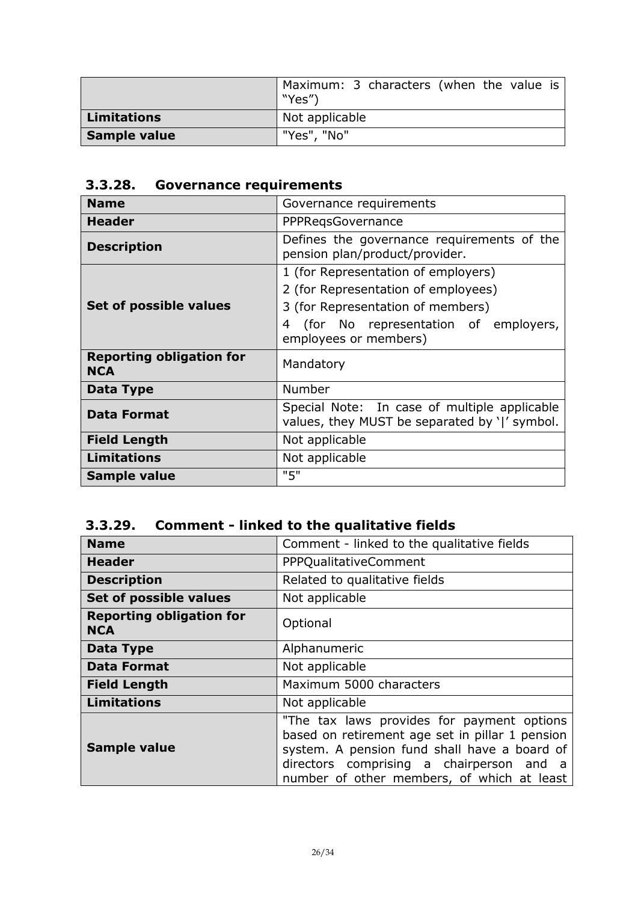|  | Maximum: 3 characters (when the value is "Yes") |
|---|---|
| **Limitations** | Not applicable |
| **Sample value** | "Yes", "No" |

### 3.3.28. Governance requirements

| **Name** | Governance requirements |
|---|---|
| **Header** | PPPReqsGovernance |
| **Description** | Defines the governance requirements of the pension plan/product/provider. |
| **Set of possible values** | 1 (for Representation of employers)<br>2 (for Representation of employees)<br>3 (for Representation of members)<br>4 (for No representation of employers, employees or members) |
| **Reporting obligation for NCA** | Mandatory |
| **Data Type** | Number |
| **Data Format** | Special Note: In case of multiple applicable values, they MUST be separated by '\|' symbol. |
| **Field Length** | Not applicable |
| **Limitations** | Not applicable |
| **Sample value** | "5" |

### 3.3.29. Comment - linked to the qualitative fields

| **Name** | Comment - linked to the qualitative fields |
|---|---|
| **Header** | PPPQualitativeComment |
| **Description** | Related to qualitative fields |
| **Set of possible values** | Not applicable |
| **Reporting obligation for NCA** | Optional |
| **Data Type** | Alphanumeric |
| **Data Format** | Not applicable |
| **Field Length** | Maximum 5000 characters |
| **Limitations** | Not applicable |
| **Sample value** | "The tax laws provides for payment options based on retirement age set in pillar 1 pension system. A pension fund shall have a board of directors comprising a chairperson and a number of other members, of which at least |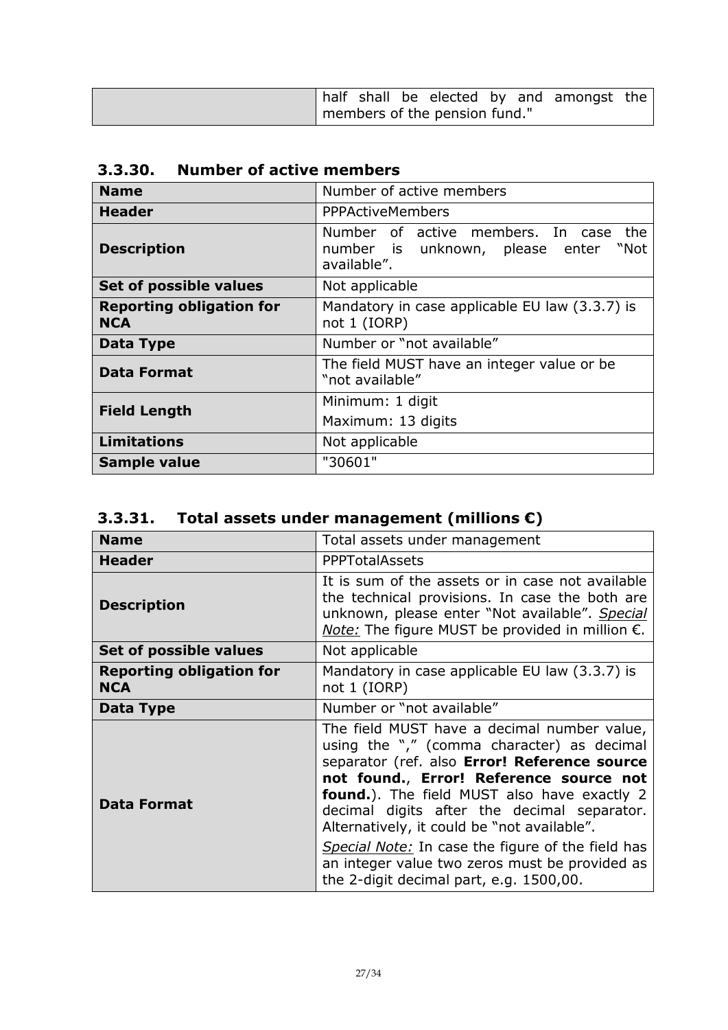| | half shall be elected by and amongst the members of the pension fund." |
|---|---|

### 3.3.30. Number of active members

| **Name** | Number of active members |
|---|---|
| **Header** | PPPActiveMembers |
| **Description** | Number of active members. In case the number is unknown, please enter "Not available". |
| **Set of possible values** | Not applicable |
| **Reporting obligation for NCA** | Mandatory in case applicable EU law (3.3.7) is not 1 (IORP) |
| **Data Type** | Number or "not available" |
| **Data Format** | The field MUST have an integer value or be "not available" |
| **Field Length** | Minimum: 1 digit<br>Maximum: 13 digits |
| **Limitations** | Not applicable |
| **Sample value** | "30601" |

### 3.3.31. Total assets under management (millions €)

| **Name** | Total assets under management |
|---|---|
| **Header** | PPPTotalAssets |
| **Description** | It is sum of the assets or in case not available the technical provisions. In case the both are unknown, please enter "Not available". *Special Note:* The figure MUST be provided in million €. |
| **Set of possible values** | Not applicable |
| **Reporting obligation for NCA** | Mandatory in case applicable EU law (3.3.7) is not 1 (IORP) |
| **Data Type** | Number or "not available" |
| **Data Format** | The field MUST have a decimal number value, using the "," (comma character) as decimal separator (ref. also **Error! Reference source not found.**, **Error! Reference source not found.**). The field MUST also have exactly 2 decimal digits after the decimal separator. Alternatively, it could be "not available".<br>*Special Note:* In case the figure of the field has an integer value two zeros must be provided as the 2-digit decimal part, e.g. 1500,00. |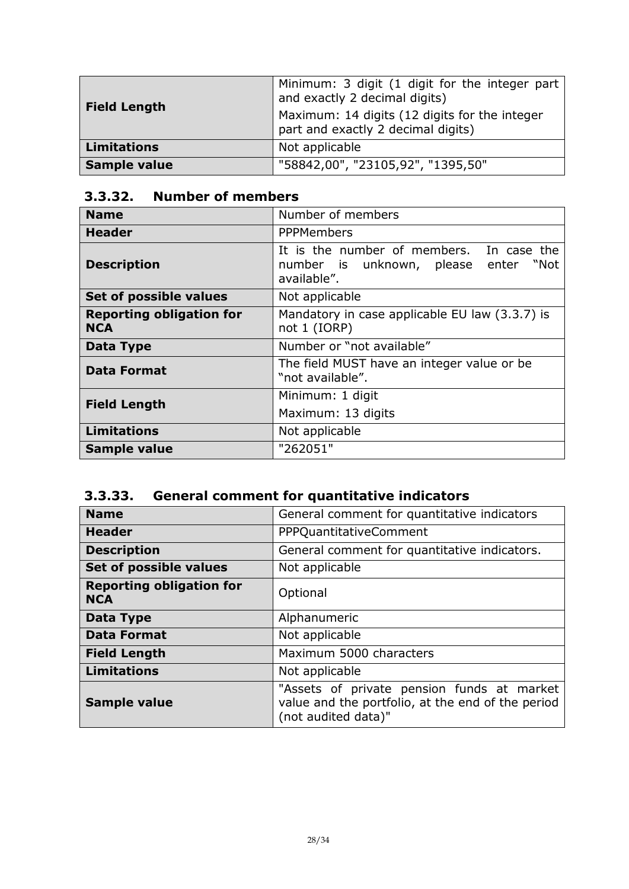| | |
|---|---|
| **Field Length** | Minimum: 3 digit (1 digit for the integer part and exactly 2 decimal digits)<br>Maximum: 14 digits (12 digits for the integer part and exactly 2 decimal digits) |
| **Limitations** | Not applicable |
| **Sample value** | "58842,00", "23105,92", "1395,50" |

### 3.3.32. Number of members

| | |
|---|---|
| **Name** | Number of members |
| **Header** | PPPMembers |
| **Description** | It is the number of members. In case the number is unknown, please enter "Not available". |
| **Set of possible values** | Not applicable |
| **Reporting obligation for NCA** | Mandatory in case applicable EU law (3.3.7) is not 1 (IORP) |
| **Data Type** | Number or "not available" |
| **Data Format** | The field MUST have an integer value or be "not available". |
| **Field Length** | Minimum: 1 digit<br>Maximum: 13 digits |
| **Limitations** | Not applicable |
| **Sample value** | "262051" |

### 3.3.33. General comment for quantitative indicators

| | |
|---|---|
| **Name** | General comment for quantitative indicators |
| **Header** | PPPQuantitativeComment |
| **Description** | General comment for quantitative indicators. |
| **Set of possible values** | Not applicable |
| **Reporting obligation for NCA** | Optional |
| **Data Type** | Alphanumeric |
| **Data Format** | Not applicable |
| **Field Length** | Maximum 5000 characters |
| **Limitations** | Not applicable |
| **Sample value** | "Assets of private pension funds at market value and the portfolio, at the end of the period (not audited data)" |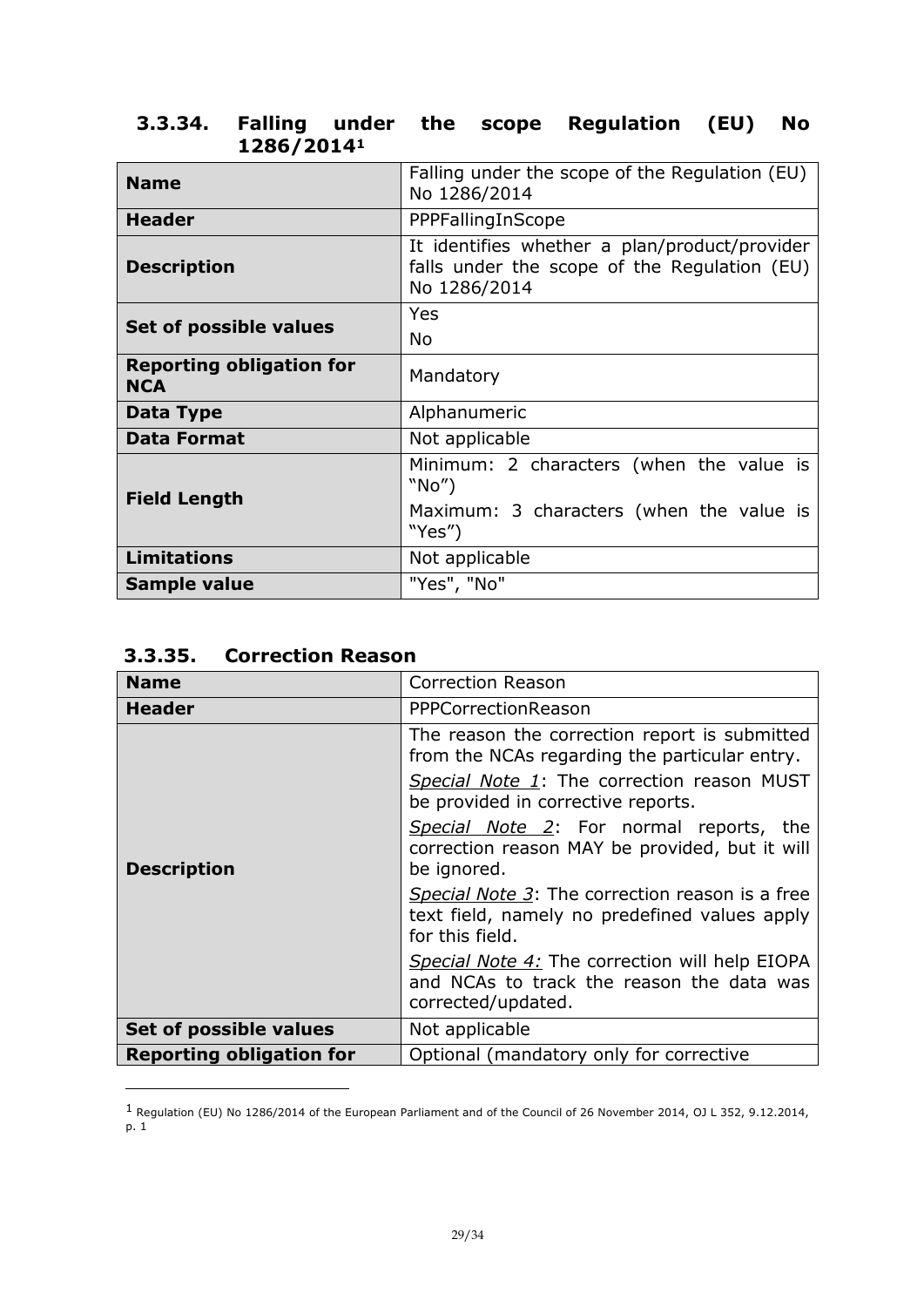### 3.3.34. Falling under the scope Regulation (EU) No 1286/2014[1]

| | |
|---|---|
| **Name** | Falling under the scope of the Regulation (EU) No 1286/2014 |
| **Header** | PPPFallingInScope |
| **Description** | It identifies whether a plan/product/provider falls under the scope of the Regulation (EU) No 1286/2014 |
| **Set of possible values** | Yes<br>No |
| **Reporting obligation for NCA** | Mandatory |
| **Data Type** | Alphanumeric |
| **Data Format** | Not applicable |
| **Field Length** | Minimum: 2 characters (when the value is "No")<br>Maximum: 3 characters (when the value is "Yes") |
| **Limitations** | Not applicable |
| **Sample value** | "Yes", "No" |

### 3.3.35. Correction Reason

| | |
|---|---|
| **Name** | Correction Reason |
| **Header** | PPPCorrectionReason |
| **Description** | The reason the correction report is submitted from the NCAs regarding the particular entry.<br>*Special Note 1*: The correction reason MUST be provided in corrective reports.<br>*Special Note 2*: For normal reports, the correction reason MAY be provided, but it will be ignored.<br>*Special Note 3*: The correction reason is a free text field, namely no predefined values apply for this field.<br>*Special Note 4:* The correction will help EIOPA and NCAs to track the reason the data was corrected/updated. |
| **Set of possible values** | Not applicable |
| **Reporting obligation for** | Optional (mandatory only for corrective |

[1] Regulation (EU) No 1286/2014 of the European Parliament and of the Council of 26 November 2014, OJ L 352, 9.12.2014, p. 1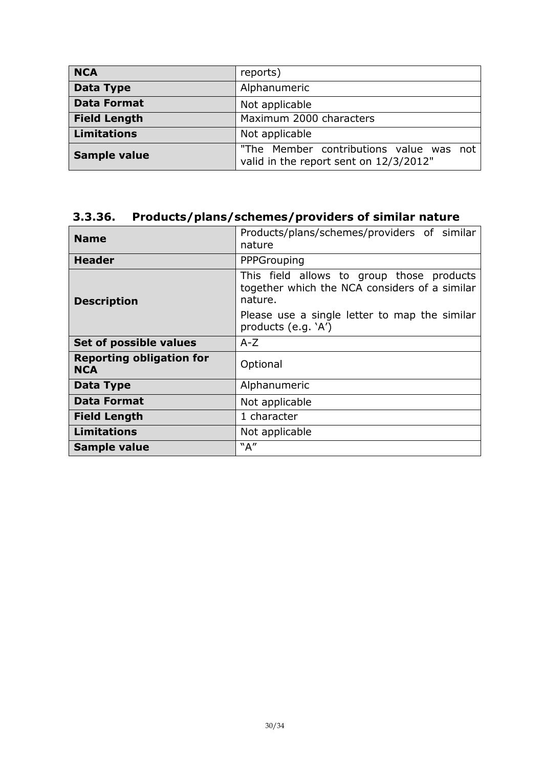| NCA | reports) |
|---|---|
| **Data Type** | Alphanumeric |
| **Data Format** | Not applicable |
| **Field Length** | Maximum 2000 characters |
| **Limitations** | Not applicable |
| **Sample value** | "The Member contributions value was not valid in the report sent on 12/3/2012" |

### 3.3.36. Products/plans/schemes/providers of similar nature

| **Name** | Products/plans/schemes/providers of similar nature |
|---|---|
| **Header** | PPPGrouping |
| **Description** | This field allows to group those products together which the NCA considers of a similar nature.<br><br>Please use a single letter to map the similar products (e.g. 'A') |
| **Set of possible values** | A-Z |
| **Reporting obligation for NCA** | Optional |
| **Data Type** | Alphanumeric |
| **Data Format** | Not applicable |
| **Field Length** | 1 character |
| **Limitations** | Not applicable |
| **Sample value** | "A" |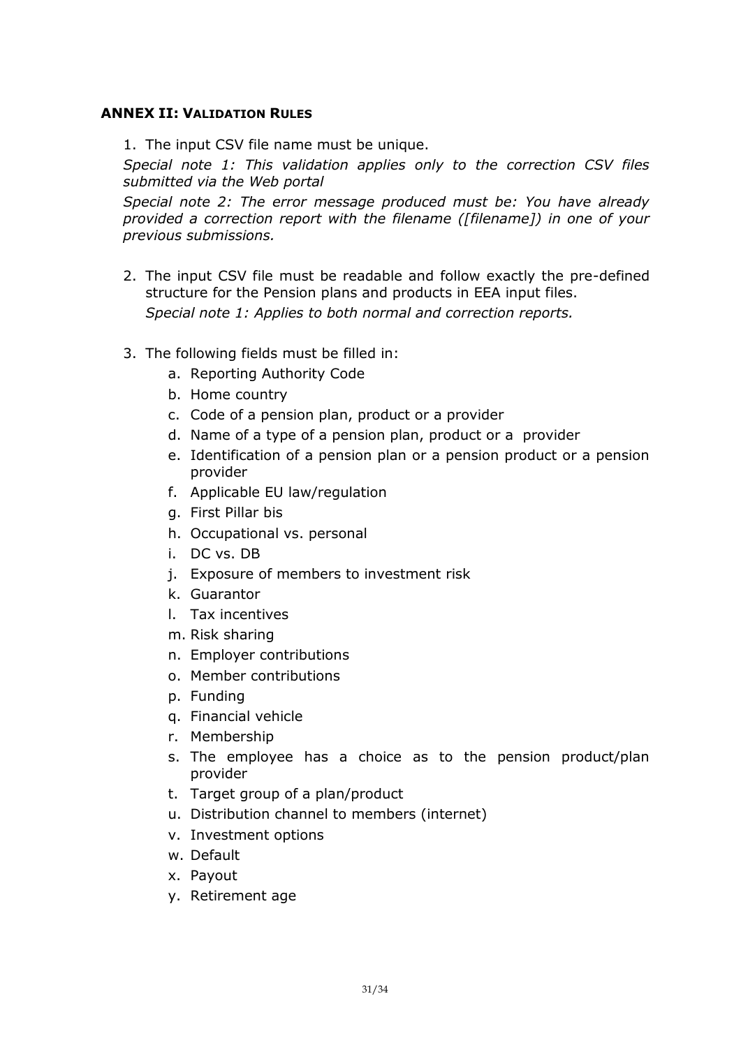## ANNEX II: VALIDATION RULES

1. The input CSV file name must be unique.

   *Special note 1: This validation applies only to the correction CSV files submitted via the Web portal*

   *Special note 2: The error message produced must be: You have already provided a correction report with the filename ([filename]) in one of your previous submissions.*

2. The input CSV file must be readable and follow exactly the pre-defined structure for the Pension plans and products in EEA input files.

   *Special note 1: Applies to both normal and correction reports.*

3. The following fields must be filled in:
   a. Reporting Authority Code
   b. Home country
   c. Code of a pension plan, product or a provider
   d. Name of a type of a pension plan, product or a provider
   e. Identification of a pension plan or a pension product or a pension provider
   f. Applicable EU law/regulation
   g. First Pillar bis
   h. Occupational vs. personal
   i. DC vs. DB
   j. Exposure of members to investment risk
   k. Guarantor
   l. Tax incentives
   m. Risk sharing
   n. Employer contributions
   o. Member contributions
   p. Funding
   q. Financial vehicle
   r. Membership
   s. The employee has a choice as to the pension product/plan provider
   t. Target group of a plan/product
   u. Distribution channel to members (internet)
   v. Investment options
   w. Default
   x. Payout
   y. Retirement age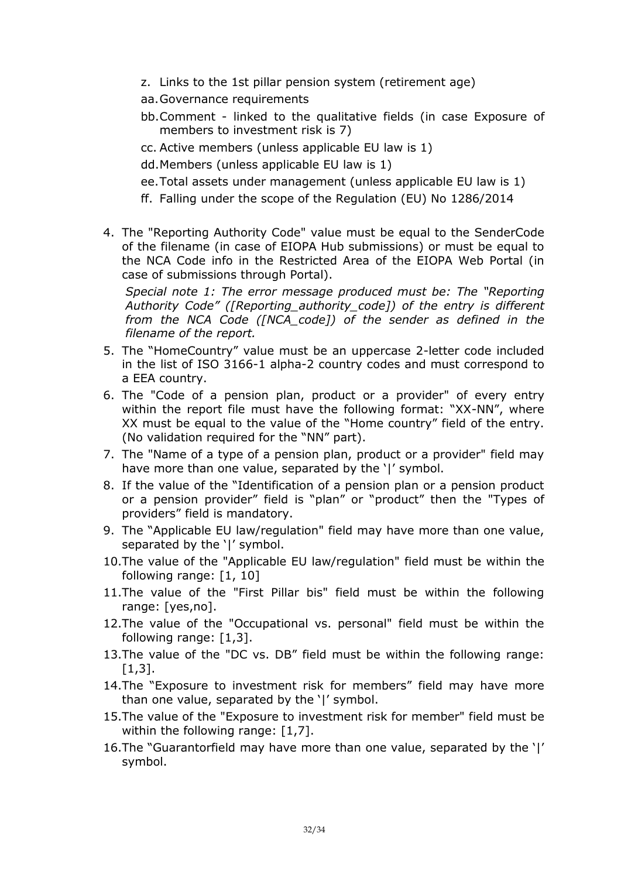z. Links to the 1st pillar pension system (retirement age)

aa. Governance requirements

bb. Comment - linked to the qualitative fields (in case Exposure of members to investment risk is 7)

cc. Active members (unless applicable EU law is 1)

dd. Members (unless applicable EU law is 1)

ee. Total assets under management (unless applicable EU law is 1)

ff. Falling under the scope of the Regulation (EU) No 1286/2014

4. The "Reporting Authority Code" value must be equal to the SenderCode of the filename (in case of EIOPA Hub submissions) or must be equal to the NCA Code info in the Restricted Area of the EIOPA Web Portal (in case of submissions through Portal).

   *Special note 1: The error message produced must be: The "Reporting Authority Code" ([Reporting_authority_code]) of the entry is different from the NCA Code ([NCA_code]) of the sender as defined in the filename of the report.*

5. The "HomeCountry" value must be an uppercase 2-letter code included in the list of ISO 3166-1 alpha-2 country codes and must correspond to a EEA country.
6. The "Code of a pension plan, product or a provider" of every entry within the report file must have the following format: "XX-NN", where XX must be equal to the value of the "Home country" field of the entry. (No validation required for the "NN" part).
7. The "Name of a type of a pension plan, product or a provider" field may have more than one value, separated by the '|' symbol.
8. If the value of the "Identification of a pension plan or a pension product or a pension provider" field is "plan" or "product" then the "Types of providers" field is mandatory.
9. The "Applicable EU law/regulation" field may have more than one value, separated by the '|' symbol.
10. The value of the "Applicable EU law/regulation" field must be within the following range: [1, 10]
11. The value of the "First Pillar bis" field must be within the following range: [yes,no].
12. The value of the "Occupational vs. personal" field must be within the following range: [1,3].
13. The value of the "DC vs. DB" field must be within the following range: [1,3].
14. The "Exposure to investment risk for members" field may have more than one value, separated by the '|' symbol.
15. The value of the "Exposure to investment risk for member" field must be within the following range: [1,7].
16. The "Guarantorfield may have more than one value, separated by the '|' symbol.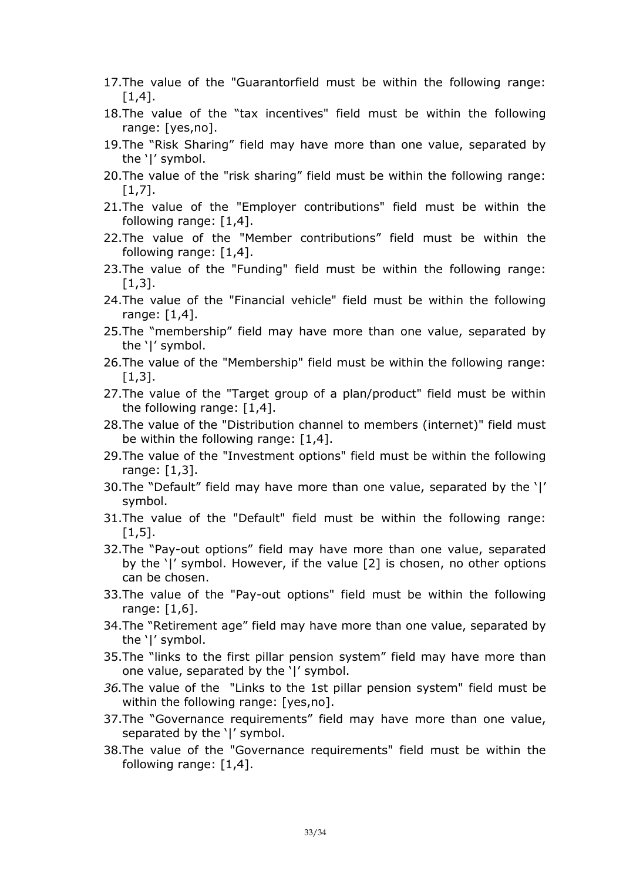17. The value of the "Guarantorfield must be within the following range: [1,4].
18. The value of the "tax incentives" field must be within the following range: [yes,no].
19. The "Risk Sharing" field may have more than one value, separated by the '|' symbol.
20. The value of the "risk sharing" field must be within the following range: [1,7].
21. The value of the "Employer contributions" field must be within the following range: [1,4].
22. The value of the "Member contributions" field must be within the following range: [1,4].
23. The value of the "Funding" field must be within the following range: [1,3].
24. The value of the "Financial vehicle" field must be within the following range: [1,4].
25. The "membership" field may have more than one value, separated by the '|' symbol.
26. The value of the "Membership" field must be within the following range: [1,3].
27. The value of the "Target group of a plan/product" field must be within the following range: [1,4].
28. The value of the "Distribution channel to members (internet)" field must be within the following range: [1,4].
29. The value of the "Investment options" field must be within the following range: [1,3].
30. The "Default" field may have more than one value, separated by the '|' symbol.
31. The value of the "Default" field must be within the following range: [1,5].
32. The "Pay-out options" field may have more than one value, separated by the '|' symbol. However, if the value [2] is chosen, no other options can be chosen.
33. The value of the "Pay-out options" field must be within the following range: [1,6].
34. The "Retirement age" field may have more than one value, separated by the '|' symbol.
35. The "links to the first pillar pension system" field may have more than one value, separated by the '|' symbol.
36. The value of the "Links to the 1st pillar pension system" field must be within the following range: [yes,no].
37. The "Governance requirements" field may have more than one value, separated by the '|' symbol.
38. The value of the "Governance requirements" field must be within the following range: [1,4].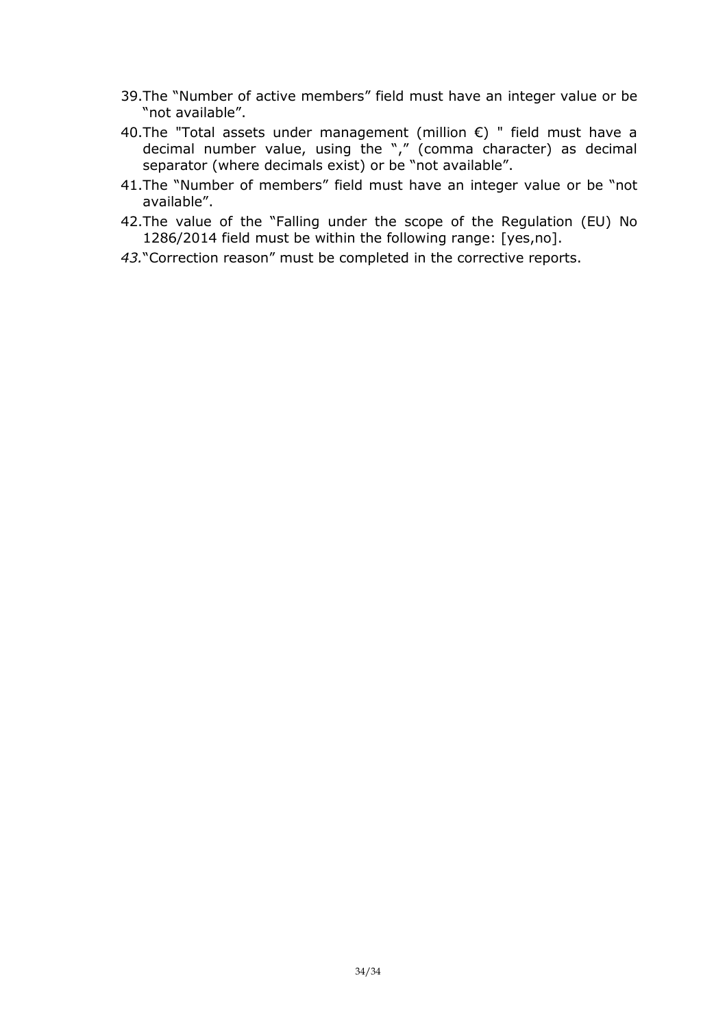39. The "Number of active members" field must have an integer value or be "not available".
40. The "Total assets under management (million €) " field must have a decimal number value, using the "," (comma character) as decimal separator (where decimals exist) or be "not available".
41. The "Number of members" field must have an integer value or be "not available".
42. The value of the "Falling under the scope of the Regulation (EU) No 1286/2014 field must be within the following range: [yes,no].
43. "Correction reason" must be completed in the corrective reports.